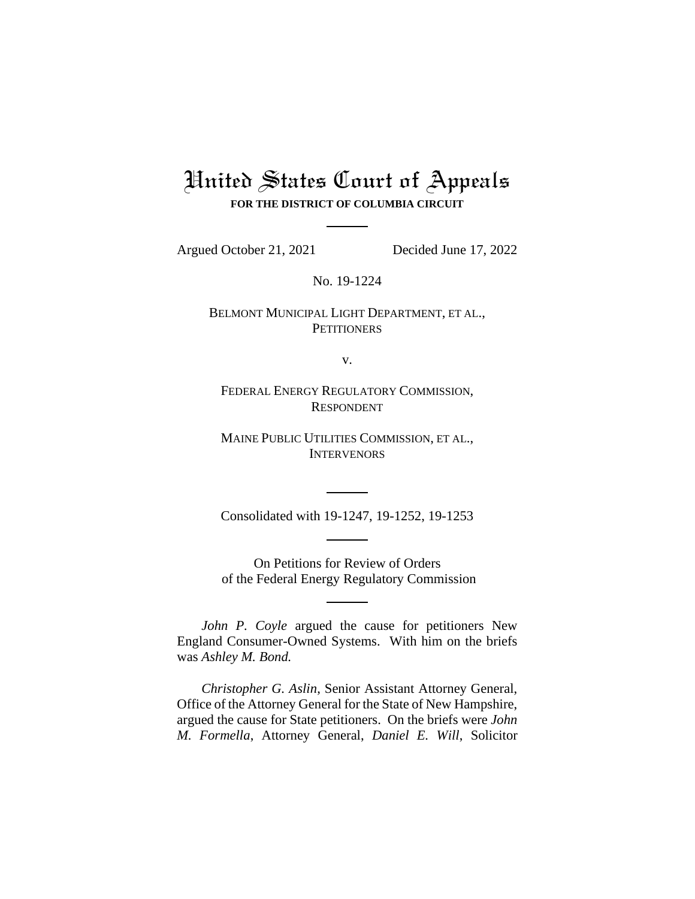# United States Court of Appeals

**FOR THE DISTRICT OF COLUMBIA CIRCUIT**

---

Argued October 21, 2021 Decided June 17, 2022

No. 19-1224

BELMONT MUNICIPAL LIGHT DEPARTMENT, ET AL.,
PETITIONERS

v.

FEDERAL ENERGY REGULATORY COMMISSION,
RESPONDENT

MAINE PUBLIC UTILITIES COMMISSION, ET AL.,
INTERVENORS

---

Consolidated with 19-1247, 19-1252, 19-1253

---

On Petitions for Review of Orders
of the Federal Energy Regulatory Commission

---

*John P. Coyle* argued the cause for petitioners New England Consumer-Owned Systems. With him on the briefs was *Ashley M. Bond.*

*Christopher G. Aslin*, Senior Assistant Attorney General, Office of the Attorney General for the State of New Hampshire, argued the cause for State petitioners. On the briefs were *John M. Formella*, Attorney General, *Daniel E. Will*, Solicitor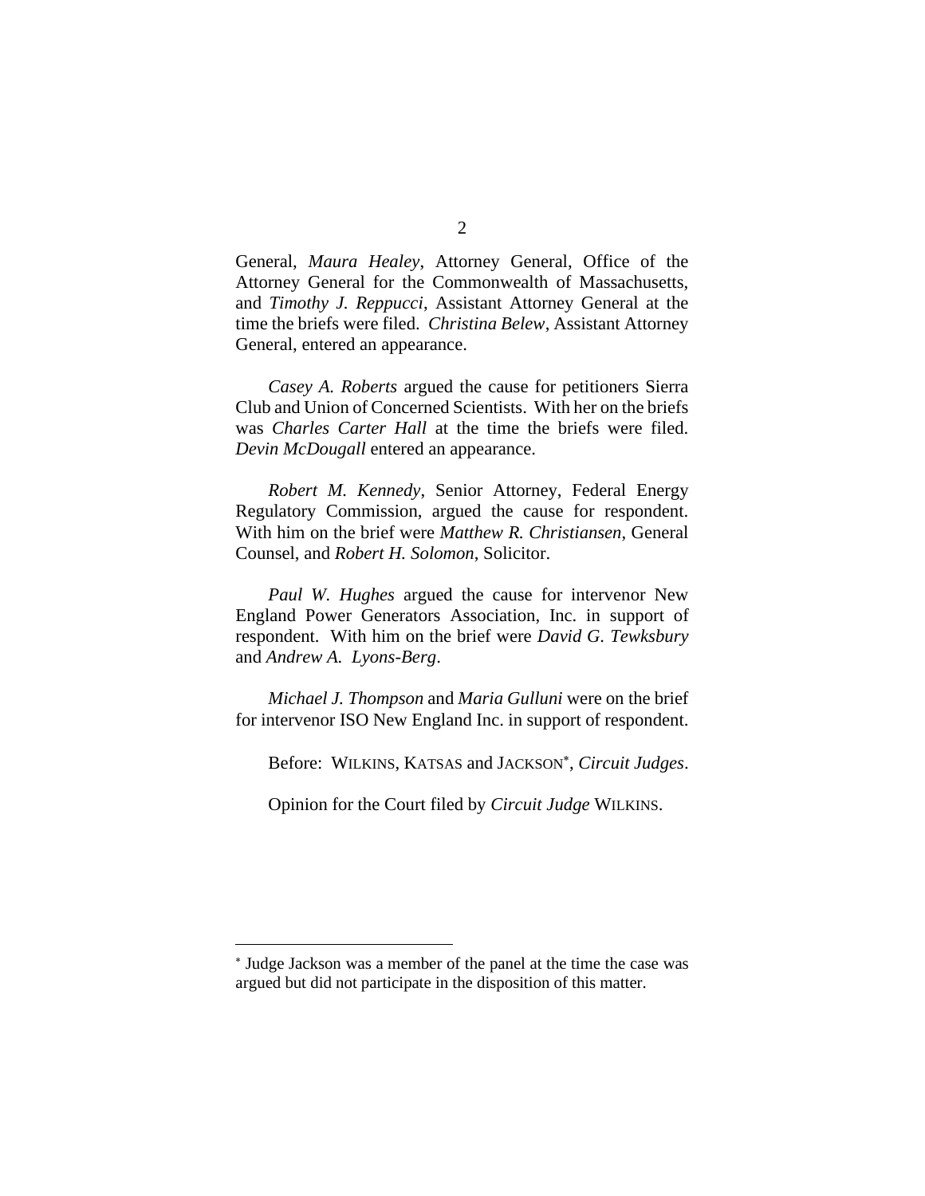General, *Maura Healey*, Attorney General, Office of the Attorney General for the Commonwealth of Massachusetts, and *Timothy J. Reppucci*, Assistant Attorney General at the time the briefs were filed. *Christina Belew*, Assistant Attorney General, entered an appearance.

*Casey A. Roberts* argued the cause for petitioners Sierra Club and Union of Concerned Scientists. With her on the briefs was *Charles Carter Hall* at the time the briefs were filed. *Devin McDougall* entered an appearance.

*Robert M. Kennedy*, Senior Attorney, Federal Energy Regulatory Commission, argued the cause for respondent. With him on the brief were *Matthew R. Christiansen*, General Counsel, and *Robert H. Solomon*, Solicitor.

*Paul W. Hughes* argued the cause for intervenor New England Power Generators Association, Inc. in support of respondent. With him on the brief were *David G. Tewksbury* and *Andrew A. Lyons-Berg*.

*Michael J. Thompson* and *Maria Gulluni* were on the brief for intervenor ISO New England Inc. in support of respondent.

Before: WILKINS, KATSAS and JACKSON*, *Circuit Judges*.

Opinion for the Court filed by *Circuit Judge* WILKINS.

---

* Judge Jackson was a member of the panel at the time the case was argued but did not participate in the disposition of this matter.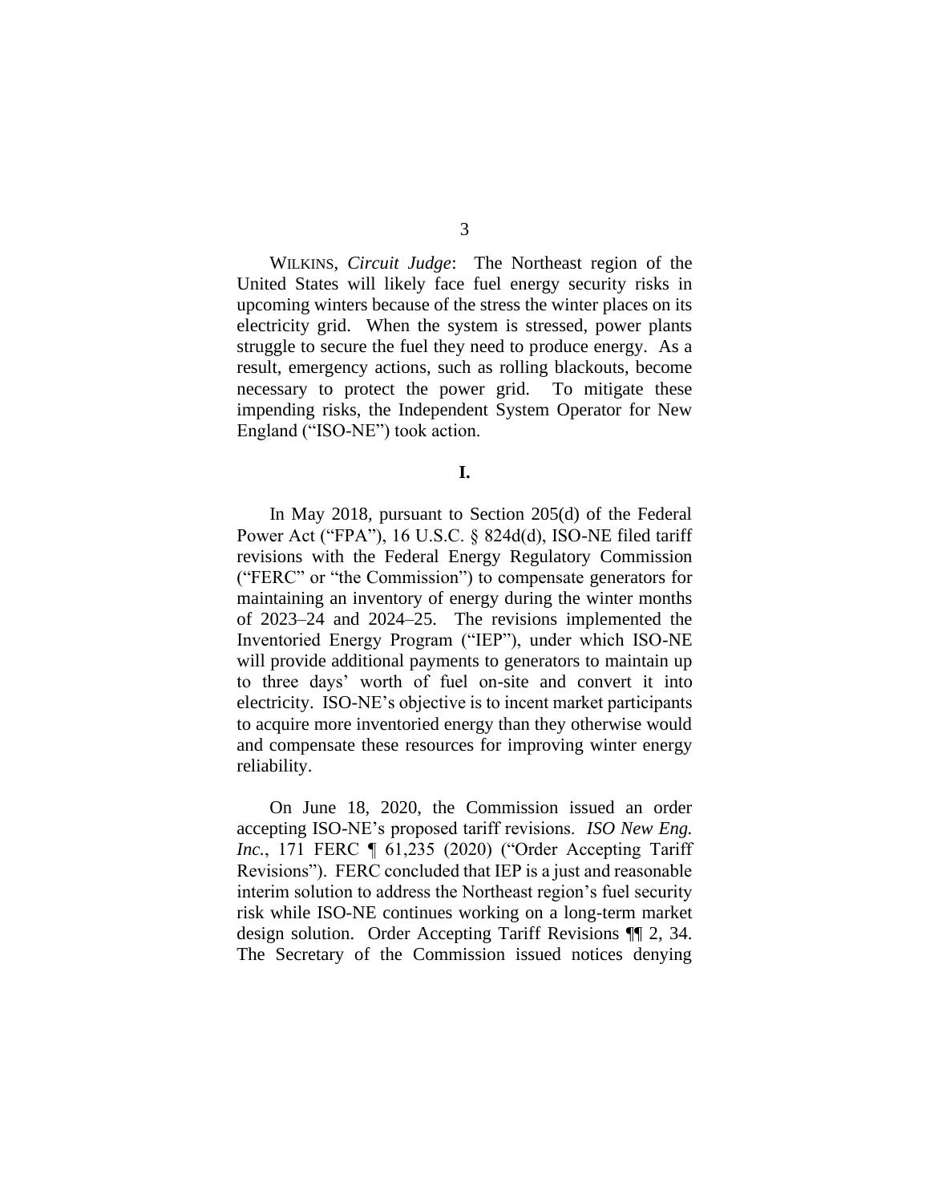WILKINS, *Circuit Judge*: The Northeast region of the United States will likely face fuel energy security risks in upcoming winters because of the stress the winter places on its electricity grid. When the system is stressed, power plants struggle to secure the fuel they need to produce energy. As a result, emergency actions, such as rolling blackouts, become necessary to protect the power grid. To mitigate these impending risks, the Independent System Operator for New England ("ISO-NE") took action.

## I.

In May 2018, pursuant to Section 205(d) of the Federal Power Act ("FPA"), 16 U.S.C. § 824d(d), ISO-NE filed tariff revisions with the Federal Energy Regulatory Commission ("FERC" or "the Commission") to compensate generators for maintaining an inventory of energy during the winter months of 2023–24 and 2024–25. The revisions implemented the Inventoried Energy Program ("IEP"), under which ISO-NE will provide additional payments to generators to maintain up to three days' worth of fuel on-site and convert it into electricity. ISO-NE's objective is to incent market participants to acquire more inventoried energy than they otherwise would and compensate these resources for improving winter energy reliability.

On June 18, 2020, the Commission issued an order accepting ISO-NE's proposed tariff revisions. *ISO New Eng. Inc.*, 171 FERC ¶ 61,235 (2020) ("Order Accepting Tariff Revisions"). FERC concluded that IEP is a just and reasonable interim solution to address the Northeast region's fuel security risk while ISO-NE continues working on a long-term market design solution. Order Accepting Tariff Revisions ¶¶ 2, 34. The Secretary of the Commission issued notices denying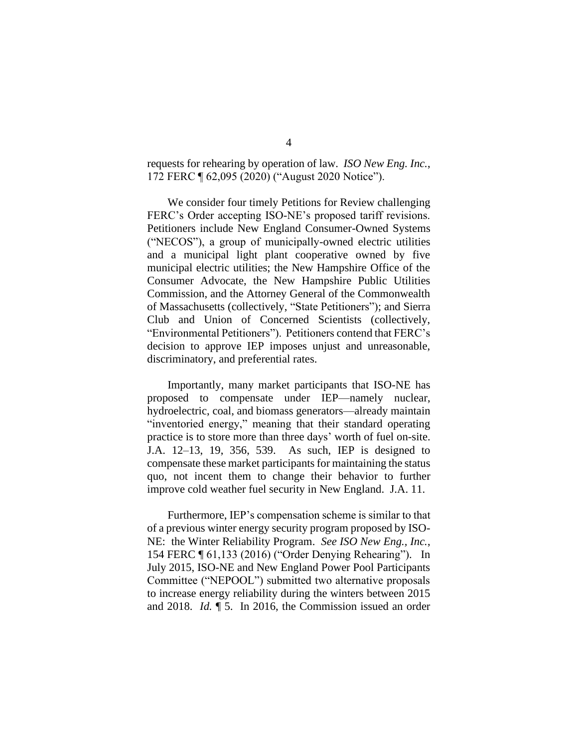requests for rehearing by operation of law. *ISO New Eng. Inc.*, 172 FERC ¶ 62,095 (2020) ("August 2020 Notice").

We consider four timely Petitions for Review challenging FERC's Order accepting ISO-NE's proposed tariff revisions. Petitioners include New England Consumer-Owned Systems ("NECOS"), a group of municipally-owned electric utilities and a municipal light plant cooperative owned by five municipal electric utilities; the New Hampshire Office of the Consumer Advocate, the New Hampshire Public Utilities Commission, and the Attorney General of the Commonwealth of Massachusetts (collectively, "State Petitioners"); and Sierra Club and Union of Concerned Scientists (collectively, "Environmental Petitioners"). Petitioners contend that FERC's decision to approve IEP imposes unjust and unreasonable, discriminatory, and preferential rates.

Importantly, many market participants that ISO-NE has proposed to compensate under IEP—namely nuclear, hydroelectric, coal, and biomass generators—already maintain "inventoried energy," meaning that their standard operating practice is to store more than three days' worth of fuel on-site. J.A. 12–13, 19, 356, 539. As such, IEP is designed to compensate these market participants for maintaining the status quo, not incent them to change their behavior to further improve cold weather fuel security in New England. J.A. 11.

Furthermore, IEP's compensation scheme is similar to that of a previous winter energy security program proposed by ISO-NE: the Winter Reliability Program. *See ISO New Eng., Inc.*, 154 FERC ¶ 61,133 (2016) ("Order Denying Rehearing"). In July 2015, ISO-NE and New England Power Pool Participants Committee ("NEPOOL") submitted two alternative proposals to increase energy reliability during the winters between 2015 and 2018. *Id.* ¶ 5. In 2016, the Commission issued an order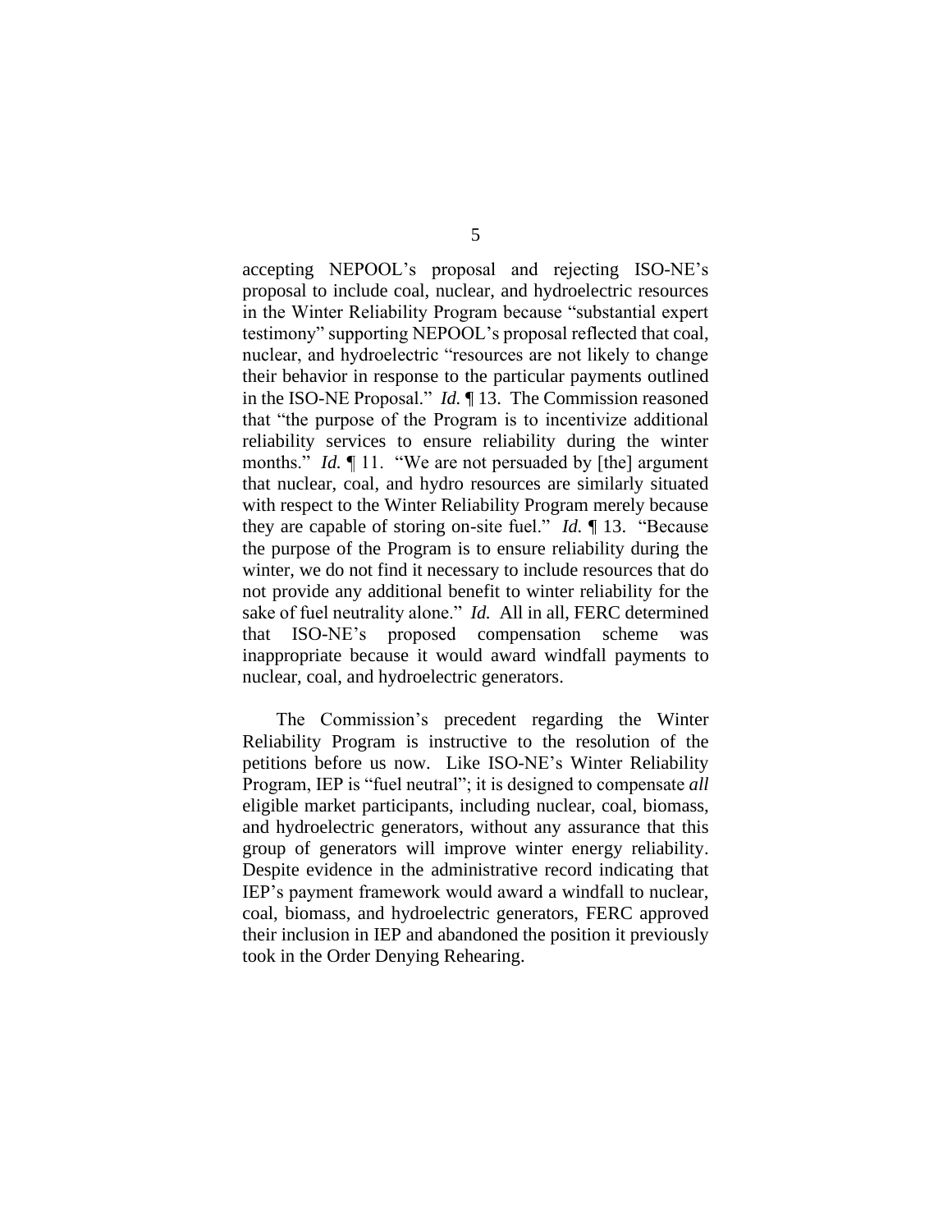accepting NEPOOL's proposal and rejecting ISO-NE's proposal to include coal, nuclear, and hydroelectric resources in the Winter Reliability Program because "substantial expert testimony" supporting NEPOOL's proposal reflected that coal, nuclear, and hydroelectric "resources are not likely to change their behavior in response to the particular payments outlined in the ISO-NE Proposal." *Id.* ¶ 13. The Commission reasoned that "the purpose of the Program is to incentivize additional reliability services to ensure reliability during the winter months." *Id.* ¶ 11. "We are not persuaded by [the] argument that nuclear, coal, and hydro resources are similarly situated with respect to the Winter Reliability Program merely because they are capable of storing on-site fuel." *Id.* ¶ 13. "Because the purpose of the Program is to ensure reliability during the winter, we do not find it necessary to include resources that do not provide any additional benefit to winter reliability for the sake of fuel neutrality alone." *Id.* All in all, FERC determined that ISO-NE's proposed compensation scheme was inappropriate because it would award windfall payments to nuclear, coal, and hydroelectric generators.

The Commission's precedent regarding the Winter Reliability Program is instructive to the resolution of the petitions before us now. Like ISO-NE's Winter Reliability Program, IEP is "fuel neutral"; it is designed to compensate *all* eligible market participants, including nuclear, coal, biomass, and hydroelectric generators, without any assurance that this group of generators will improve winter energy reliability. Despite evidence in the administrative record indicating that IEP's payment framework would award a windfall to nuclear, coal, biomass, and hydroelectric generators, FERC approved their inclusion in IEP and abandoned the position it previously took in the Order Denying Rehearing.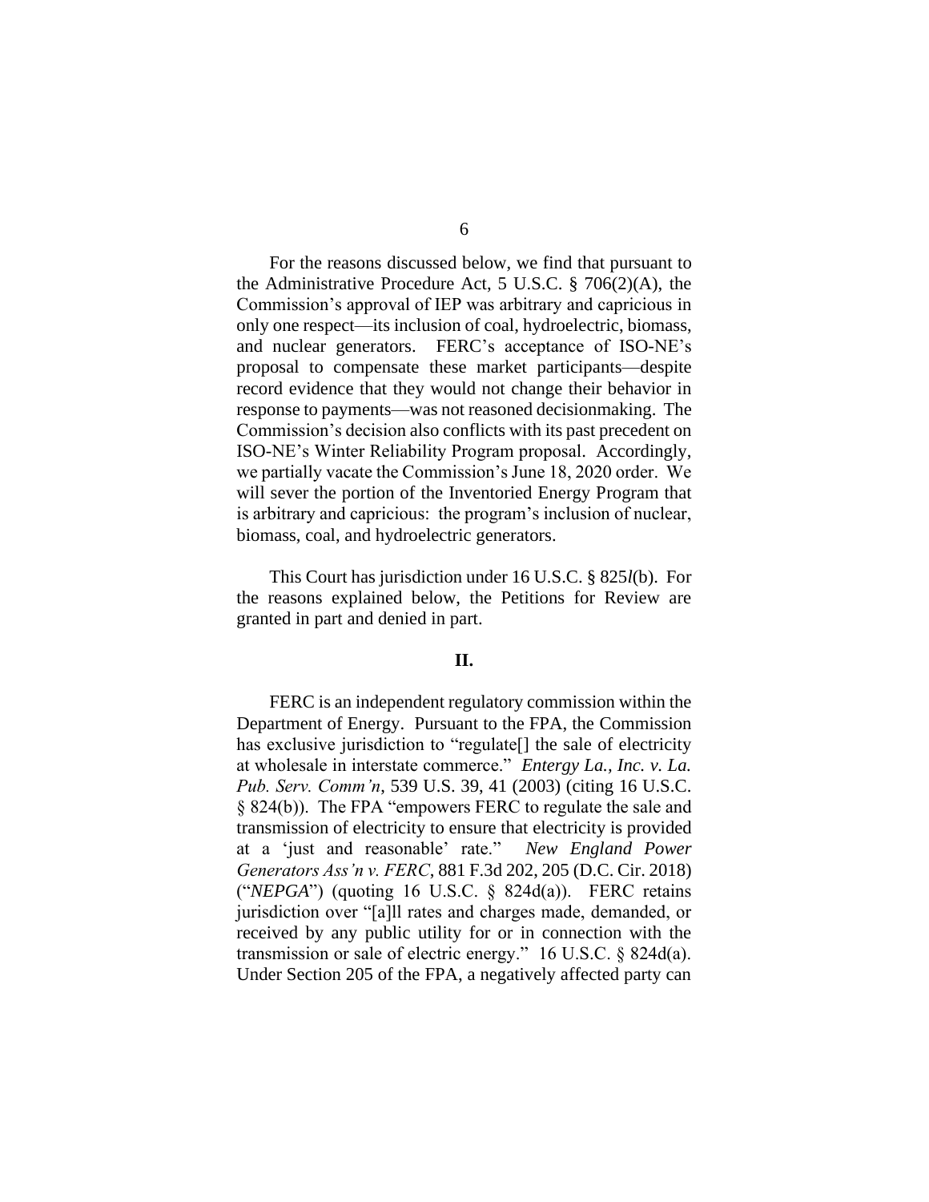For the reasons discussed below, we find that pursuant to the Administrative Procedure Act, 5 U.S.C. § 706(2)(A), the Commission's approval of IEP was arbitrary and capricious in only one respect—its inclusion of coal, hydroelectric, biomass, and nuclear generators. FERC's acceptance of ISO-NE's proposal to compensate these market participants—despite record evidence that they would not change their behavior in response to payments—was not reasoned decisionmaking. The Commission's decision also conflicts with its past precedent on ISO-NE's Winter Reliability Program proposal. Accordingly, we partially vacate the Commission's June 18, 2020 order. We will sever the portion of the Inventoried Energy Program that is arbitrary and capricious: the program's inclusion of nuclear, biomass, coal, and hydroelectric generators.

This Court has jurisdiction under 16 U.S.C. § 825*l*(b). For the reasons explained below, the Petitions for Review are granted in part and denied in part.

## II.

FERC is an independent regulatory commission within the Department of Energy. Pursuant to the FPA, the Commission has exclusive jurisdiction to "regulate[] the sale of electricity at wholesale in interstate commerce." *Entergy La., Inc. v. La. Pub. Serv. Comm'n*, 539 U.S. 39, 41 (2003) (citing 16 U.S.C. § 824(b)). The FPA "empowers FERC to regulate the sale and transmission of electricity to ensure that electricity is provided at a 'just and reasonable' rate." *New England Power Generators Ass'n v. FERC*, 881 F.3d 202, 205 (D.C. Cir. 2018) ("*NEPGA*") (quoting 16 U.S.C. § 824d(a)). FERC retains jurisdiction over "[a]ll rates and charges made, demanded, or received by any public utility for or in connection with the transmission or sale of electric energy." 16 U.S.C. § 824d(a). Under Section 205 of the FPA, a negatively affected party can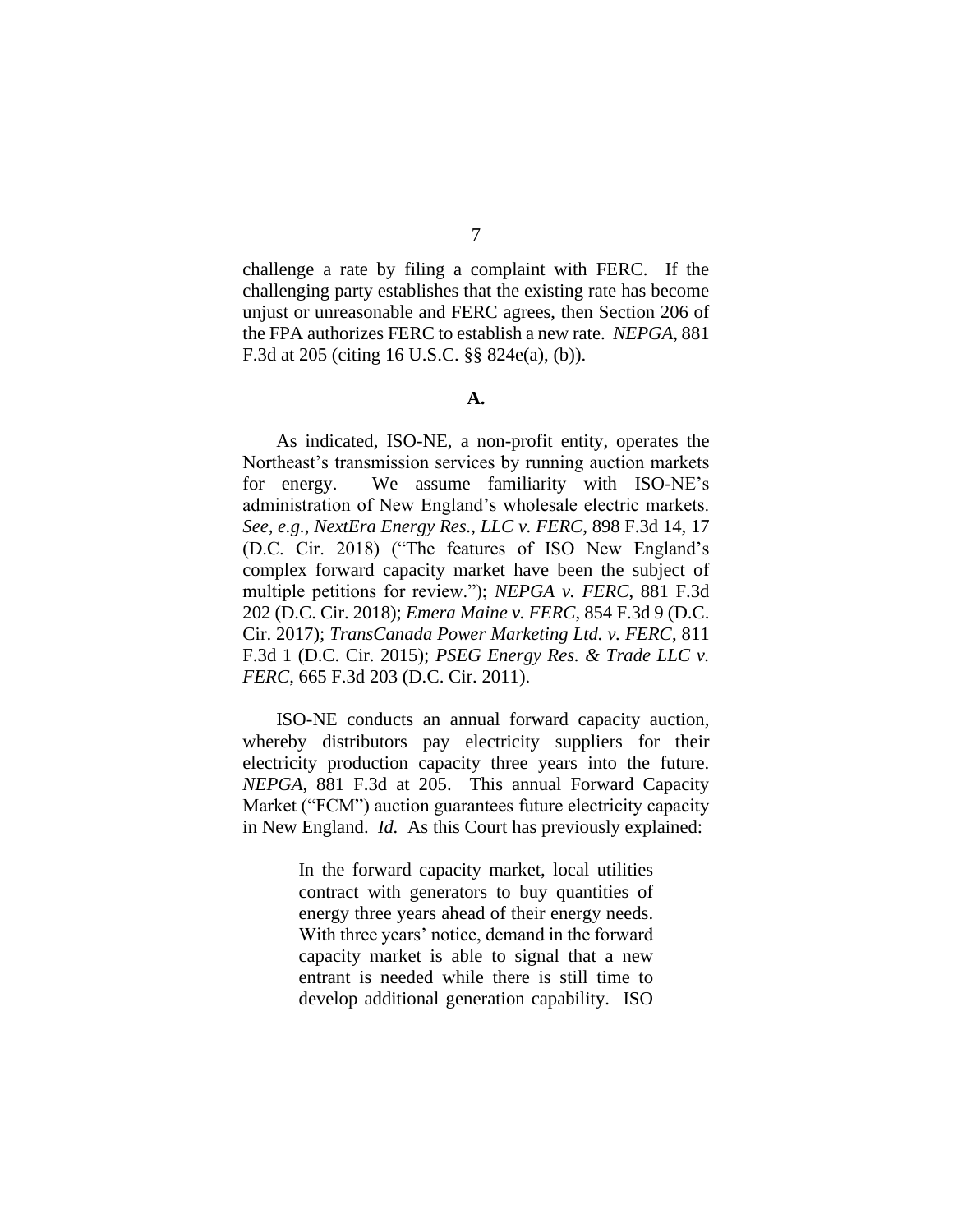challenge a rate by filing a complaint with FERC. If the challenging party establishes that the existing rate has become unjust or unreasonable and FERC agrees, then Section 206 of the FPA authorizes FERC to establish a new rate. *NEPGA*, 881 F.3d at 205 (citing 16 U.S.C. §§ 824e(a), (b)).

**A.**

As indicated, ISO-NE, a non-profit entity, operates the Northeast's transmission services by running auction markets for energy. We assume familiarity with ISO-NE's administration of New England's wholesale electric markets. *See, e.g.*, *NextEra Energy Res., LLC v. FERC*, 898 F.3d 14, 17 (D.C. Cir. 2018) ("The features of ISO New England's complex forward capacity market have been the subject of multiple petitions for review."); *NEPGA v. FERC*, 881 F.3d 202 (D.C. Cir. 2018); *Emera Maine v. FERC*, 854 F.3d 9 (D.C. Cir. 2017); *TransCanada Power Marketing Ltd. v. FERC*, 811 F.3d 1 (D.C. Cir. 2015); *PSEG Energy Res. & Trade LLC v. FERC*, 665 F.3d 203 (D.C. Cir. 2011).

ISO-NE conducts an annual forward capacity auction, whereby distributors pay electricity suppliers for their electricity production capacity three years into the future. *NEPGA*, 881 F.3d at 205. This annual Forward Capacity Market ("FCM") auction guarantees future electricity capacity in New England. *Id.* As this Court has previously explained:

> In the forward capacity market, local utilities contract with generators to buy quantities of energy three years ahead of their energy needs. With three years' notice, demand in the forward capacity market is able to signal that a new entrant is needed while there is still time to develop additional generation capability. ISO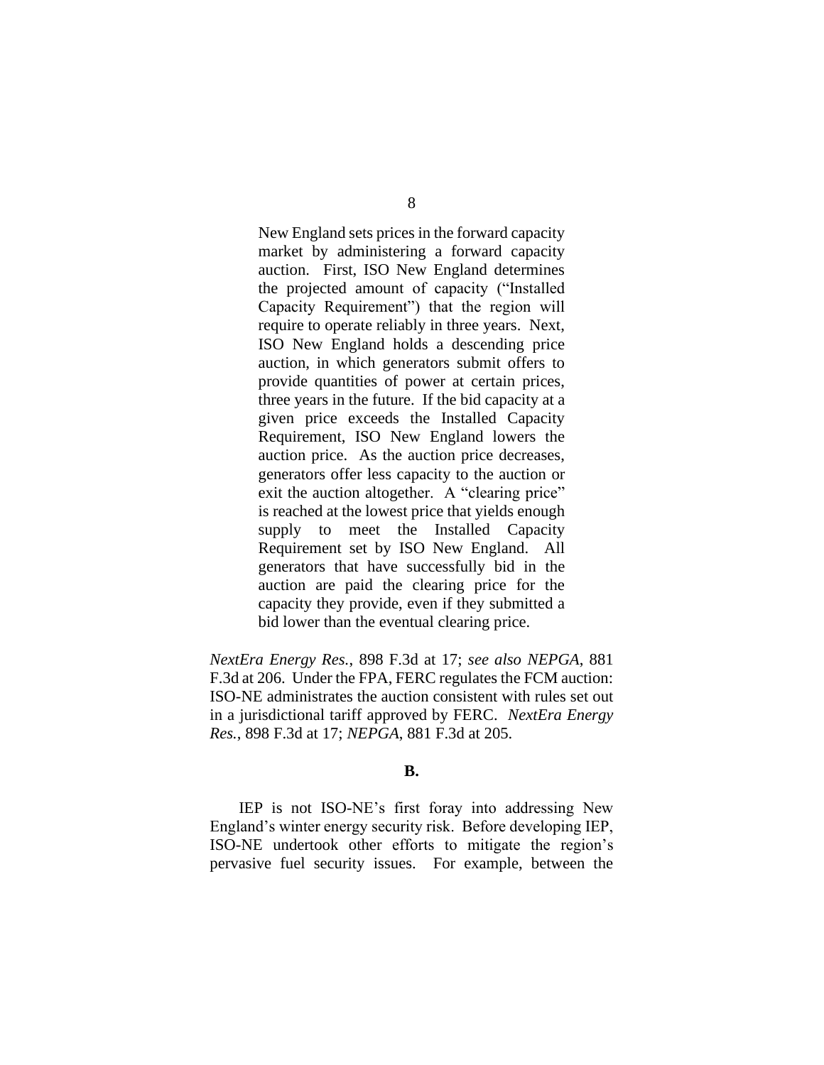> New England sets prices in the forward capacity market by administering a forward capacity auction. First, ISO New England determines the projected amount of capacity ("Installed Capacity Requirement") that the region will require to operate reliably in three years. Next, ISO New England holds a descending price auction, in which generators submit offers to provide quantities of power at certain prices, three years in the future. If the bid capacity at a given price exceeds the Installed Capacity Requirement, ISO New England lowers the auction price. As the auction price decreases, generators offer less capacity to the auction or exit the auction altogether. A "clearing price" is reached at the lowest price that yields enough supply to meet the Installed Capacity Requirement set by ISO New England. All generators that have successfully bid in the auction are paid the clearing price for the capacity they provide, even if they submitted a bid lower than the eventual clearing price.

*NextEra Energy Res.*, 898 F.3d at 17; *see also NEPGA*, 881 F.3d at 206. Under the FPA, FERC regulates the FCM auction: ISO-NE administrates the auction consistent with rules set out in a jurisdictional tariff approved by FERC. *NextEra Energy Res.*, 898 F.3d at 17; *NEPGA*, 881 F.3d at 205.

**B.**

IEP is not ISO-NE's first foray into addressing New England's winter energy security risk. Before developing IEP, ISO-NE undertook other efforts to mitigate the region's pervasive fuel security issues. For example, between the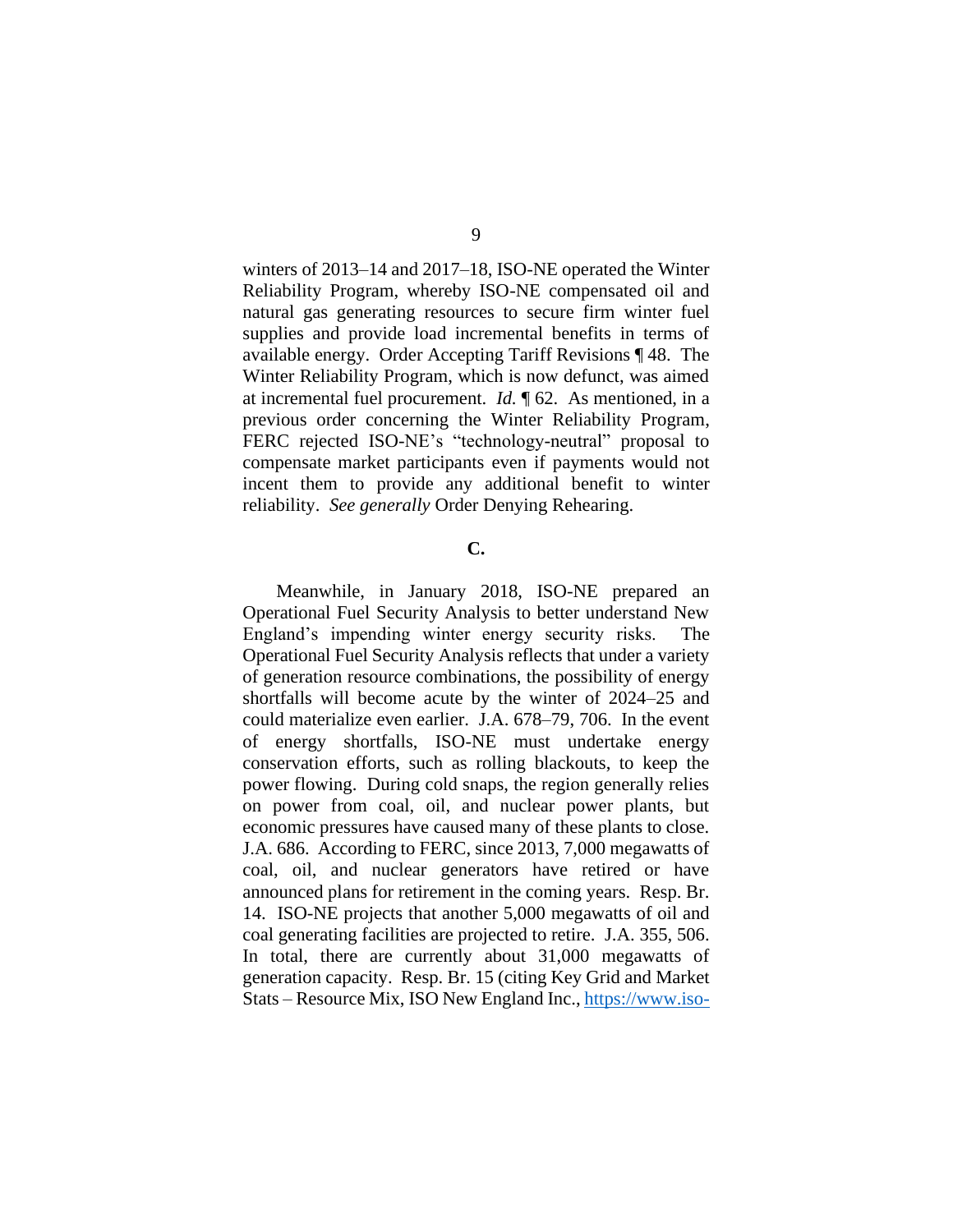winters of 2013–14 and 2017–18, ISO-NE operated the Winter Reliability Program, whereby ISO-NE compensated oil and natural gas generating resources to secure firm winter fuel supplies and provide load incremental benefits in terms of available energy. Order Accepting Tariff Revisions ¶ 48. The Winter Reliability Program, which is now defunct, was aimed at incremental fuel procurement. *Id.* ¶ 62. As mentioned, in a previous order concerning the Winter Reliability Program, FERC rejected ISO-NE's "technology-neutral" proposal to compensate market participants even if payments would not incent them to provide any additional benefit to winter reliability. *See generally* Order Denying Rehearing.

**C.**

Meanwhile, in January 2018, ISO-NE prepared an Operational Fuel Security Analysis to better understand New England's impending winter energy security risks. The Operational Fuel Security Analysis reflects that under a variety of generation resource combinations, the possibility of energy shortfalls will become acute by the winter of 2024–25 and could materialize even earlier. J.A. 678–79, 706. In the event of energy shortfalls, ISO-NE must undertake energy conservation efforts, such as rolling blackouts, to keep the power flowing. During cold snaps, the region generally relies on power from coal, oil, and nuclear power plants, but economic pressures have caused many of these plants to close. J.A. 686. According to FERC, since 2013, 7,000 megawatts of coal, oil, and nuclear generators have retired or have announced plans for retirement in the coming years. Resp. Br. 14. ISO-NE projects that another 5,000 megawatts of oil and coal generating facilities are projected to retire. J.A. 355, 506. In total, there are currently about 31,000 megawatts of generation capacity. Resp. Br. 15 (citing Key Grid and Market Stats – Resource Mix, ISO New England Inc., https://www.iso-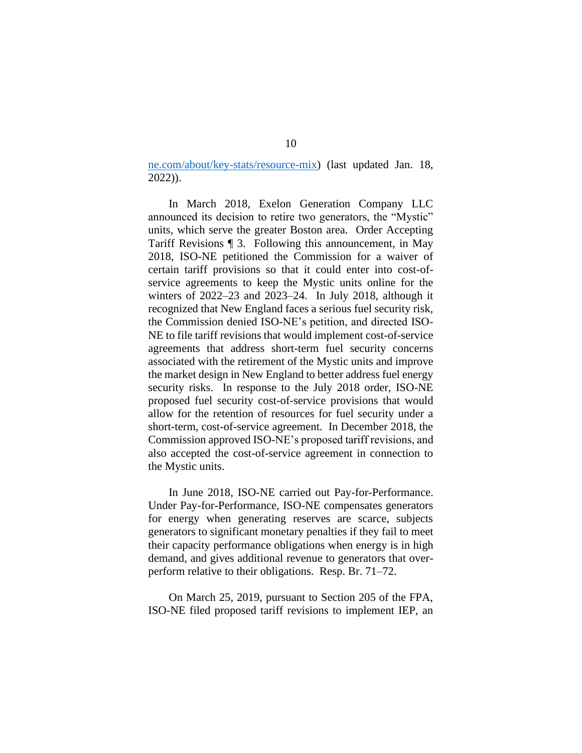ne.com/about/key-stats/resource-mix) (last updated Jan. 18, 2022)).

In March 2018, Exelon Generation Company LLC announced its decision to retire two generators, the "Mystic" units, which serve the greater Boston area. Order Accepting Tariff Revisions ¶ 3. Following this announcement, in May 2018, ISO-NE petitioned the Commission for a waiver of certain tariff provisions so that it could enter into cost-of-service agreements to keep the Mystic units online for the winters of 2022–23 and 2023–24. In July 2018, although it recognized that New England faces a serious fuel security risk, the Commission denied ISO-NE's petition, and directed ISO-NE to file tariff revisions that would implement cost-of-service agreements that address short-term fuel security concerns associated with the retirement of the Mystic units and improve the market design in New England to better address fuel energy security risks. In response to the July 2018 order, ISO-NE proposed fuel security cost-of-service provisions that would allow for the retention of resources for fuel security under a short-term, cost-of-service agreement. In December 2018, the Commission approved ISO-NE's proposed tariff revisions, and also accepted the cost-of-service agreement in connection to the Mystic units.

In June 2018, ISO-NE carried out Pay-for-Performance. Under Pay-for-Performance, ISO-NE compensates generators for energy when generating reserves are scarce, subjects generators to significant monetary penalties if they fail to meet their capacity performance obligations when energy is in high demand, and gives additional revenue to generators that over-perform relative to their obligations. Resp. Br. 71–72.

On March 25, 2019, pursuant to Section 205 of the FPA, ISO-NE filed proposed tariff revisions to implement IEP, an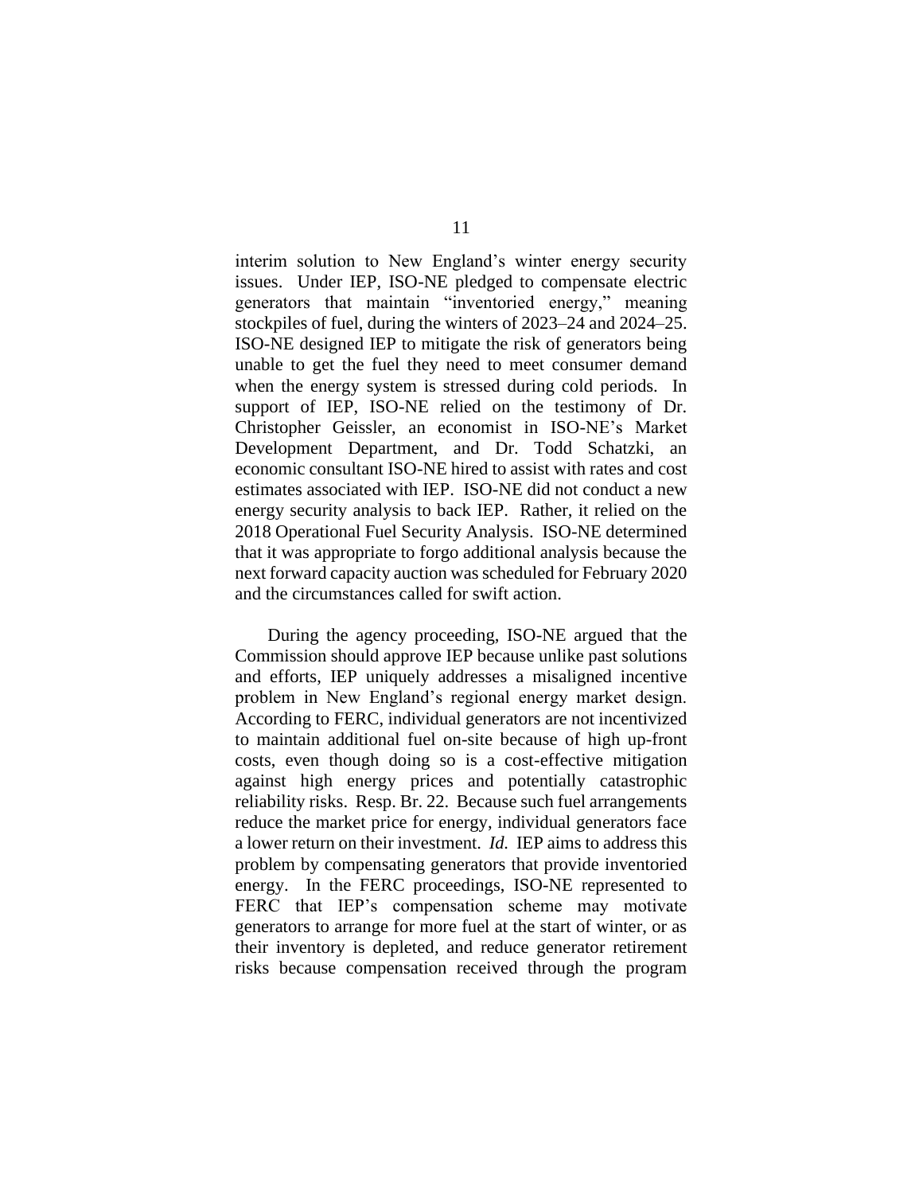interim solution to New England's winter energy security issues. Under IEP, ISO-NE pledged to compensate electric generators that maintain "inventoried energy," meaning stockpiles of fuel, during the winters of 2023–24 and 2024–25. ISO-NE designed IEP to mitigate the risk of generators being unable to get the fuel they need to meet consumer demand when the energy system is stressed during cold periods. In support of IEP, ISO-NE relied on the testimony of Dr. Christopher Geissler, an economist in ISO-NE's Market Development Department, and Dr. Todd Schatzki, an economic consultant ISO-NE hired to assist with rates and cost estimates associated with IEP. ISO-NE did not conduct a new energy security analysis to back IEP. Rather, it relied on the 2018 Operational Fuel Security Analysis. ISO-NE determined that it was appropriate to forgo additional analysis because the next forward capacity auction was scheduled for February 2020 and the circumstances called for swift action.

During the agency proceeding, ISO-NE argued that the Commission should approve IEP because unlike past solutions and efforts, IEP uniquely addresses a misaligned incentive problem in New England's regional energy market design. According to FERC, individual generators are not incentivized to maintain additional fuel on-site because of high up-front costs, even though doing so is a cost-effective mitigation against high energy prices and potentially catastrophic reliability risks. Resp. Br. 22. Because such fuel arrangements reduce the market price for energy, individual generators face a lower return on their investment. *Id.* IEP aims to address this problem by compensating generators that provide inventoried energy. In the FERC proceedings, ISO-NE represented to FERC that IEP's compensation scheme may motivate generators to arrange for more fuel at the start of winter, or as their inventory is depleted, and reduce generator retirement risks because compensation received through the program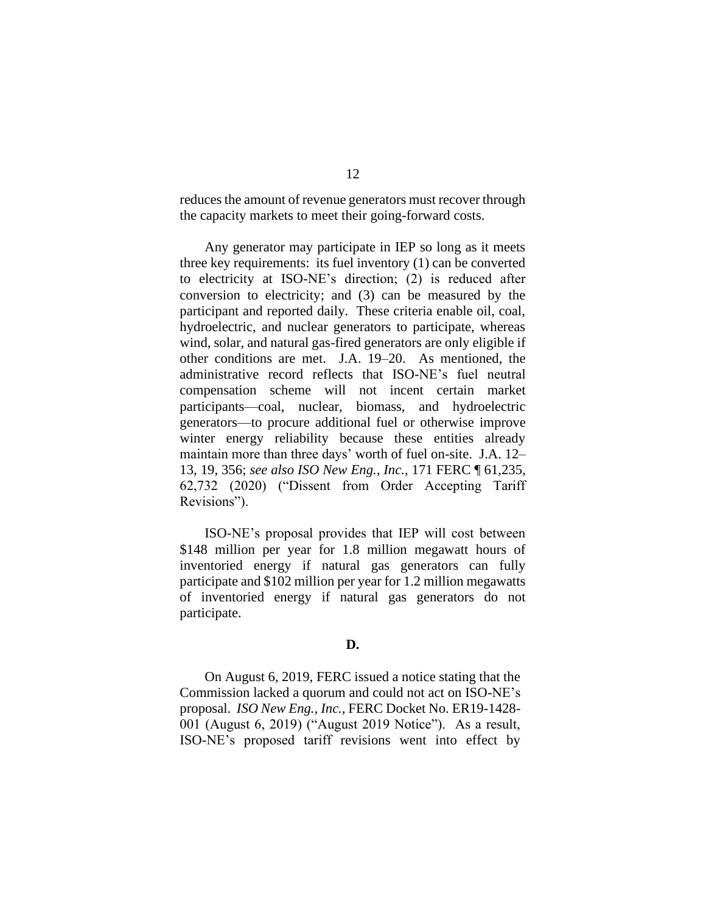reduces the amount of revenue generators must recover through the capacity markets to meet their going-forward costs.

Any generator may participate in IEP so long as it meets three key requirements: its fuel inventory (1) can be converted to electricity at ISO-NE's direction; (2) is reduced after conversion to electricity; and (3) can be measured by the participant and reported daily. These criteria enable oil, coal, hydroelectric, and nuclear generators to participate, whereas wind, solar, and natural gas-fired generators are only eligible if other conditions are met. J.A. 19–20. As mentioned, the administrative record reflects that ISO-NE's fuel neutral compensation scheme will not incent certain market participants—coal, nuclear, biomass, and hydroelectric generators—to procure additional fuel or otherwise improve winter energy reliability because these entities already maintain more than three days' worth of fuel on-site. J.A. 12–13, 19, 356; *see also ISO New Eng., Inc.*, 171 FERC ¶ 61,235, 62,732 (2020) ("Dissent from Order Accepting Tariff Revisions").

ISO-NE's proposal provides that IEP will cost between $148 million per year for 1.8 million megawatt hours of inventoried energy if natural gas generators can fully participate and $102 million per year for 1.2 million megawatts of inventoried energy if natural gas generators do not participate.

**D.**

On August 6, 2019, FERC issued a notice stating that the Commission lacked a quorum and could not act on ISO-NE's proposal. *ISO New Eng., Inc.*, FERC Docket No. ER19-1428-001 (August 6, 2019) ("August 2019 Notice"). As a result, ISO-NE's proposed tariff revisions went into effect by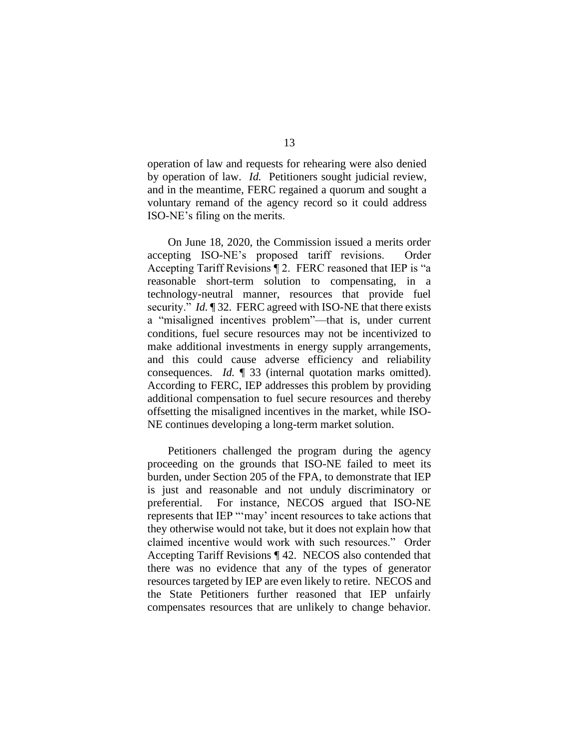operation of law and requests for rehearing were also denied by operation of law. *Id.* Petitioners sought judicial review, and in the meantime, FERC regained a quorum and sought a voluntary remand of the agency record so it could address ISO-NE's filing on the merits.

On June 18, 2020, the Commission issued a merits order accepting ISO-NE's proposed tariff revisions. Order Accepting Tariff Revisions ¶ 2. FERC reasoned that IEP is "a reasonable short-term solution to compensating, in a technology-neutral manner, resources that provide fuel security." *Id.* ¶ 32. FERC agreed with ISO-NE that there exists a "misaligned incentives problem"—that is, under current conditions, fuel secure resources may not be incentivized to make additional investments in energy supply arrangements, and this could cause adverse efficiency and reliability consequences. *Id.* ¶ 33 (internal quotation marks omitted). According to FERC, IEP addresses this problem by providing additional compensation to fuel secure resources and thereby offsetting the misaligned incentives in the market, while ISO-NE continues developing a long-term market solution.

Petitioners challenged the program during the agency proceeding on the grounds that ISO-NE failed to meet its burden, under Section 205 of the FPA, to demonstrate that IEP is just and reasonable and not unduly discriminatory or preferential. For instance, NECOS argued that ISO-NE represents that IEP "'may' incent resources to take actions that they otherwise would not take, but it does not explain how that claimed incentive would work with such resources." Order Accepting Tariff Revisions ¶ 42. NECOS also contended that there was no evidence that any of the types of generator resources targeted by IEP are even likely to retire. NECOS and the State Petitioners further reasoned that IEP unfairly compensates resources that are unlikely to change behavior.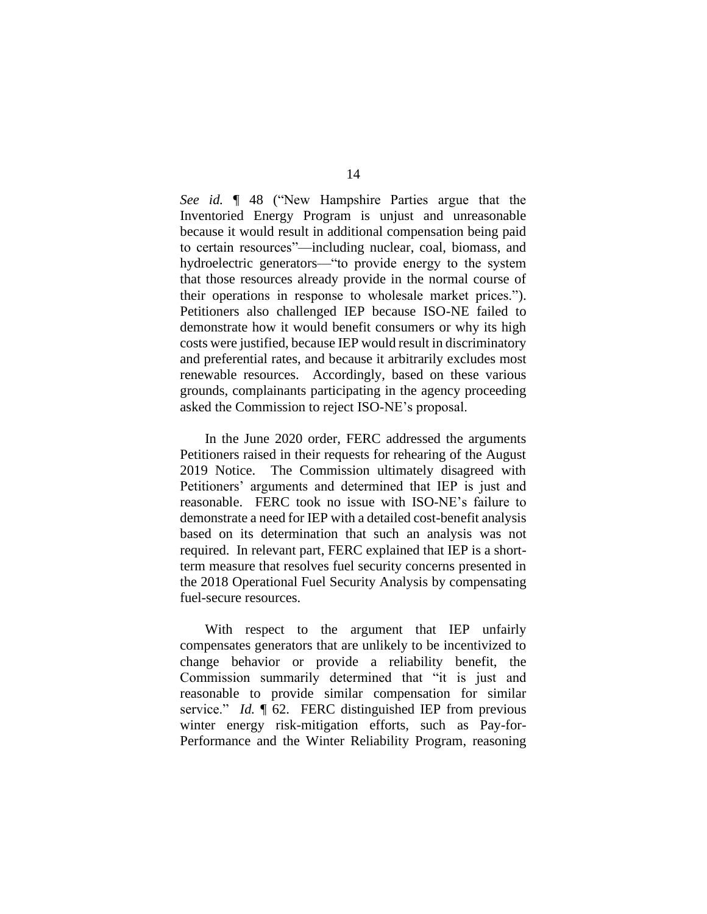*See id.* ¶ 48 ("New Hampshire Parties argue that the Inventoried Energy Program is unjust and unreasonable because it would result in additional compensation being paid to certain resources"—including nuclear, coal, biomass, and hydroelectric generators—"to provide energy to the system that those resources already provide in the normal course of their operations in response to wholesale market prices."). Petitioners also challenged IEP because ISO-NE failed to demonstrate how it would benefit consumers or why its high costs were justified, because IEP would result in discriminatory and preferential rates, and because it arbitrarily excludes most renewable resources. Accordingly, based on these various grounds, complainants participating in the agency proceeding asked the Commission to reject ISO-NE's proposal.

In the June 2020 order, FERC addressed the arguments Petitioners raised in their requests for rehearing of the August 2019 Notice. The Commission ultimately disagreed with Petitioners' arguments and determined that IEP is just and reasonable. FERC took no issue with ISO-NE's failure to demonstrate a need for IEP with a detailed cost-benefit analysis based on its determination that such an analysis was not required. In relevant part, FERC explained that IEP is a short-term measure that resolves fuel security concerns presented in the 2018 Operational Fuel Security Analysis by compensating fuel-secure resources.

With respect to the argument that IEP unfairly compensates generators that are unlikely to be incentivized to change behavior or provide a reliability benefit, the Commission summarily determined that "it is just and reasonable to provide similar compensation for similar service." *Id.* ¶ 62. FERC distinguished IEP from previous winter energy risk-mitigation efforts, such as Pay-for-Performance and the Winter Reliability Program, reasoning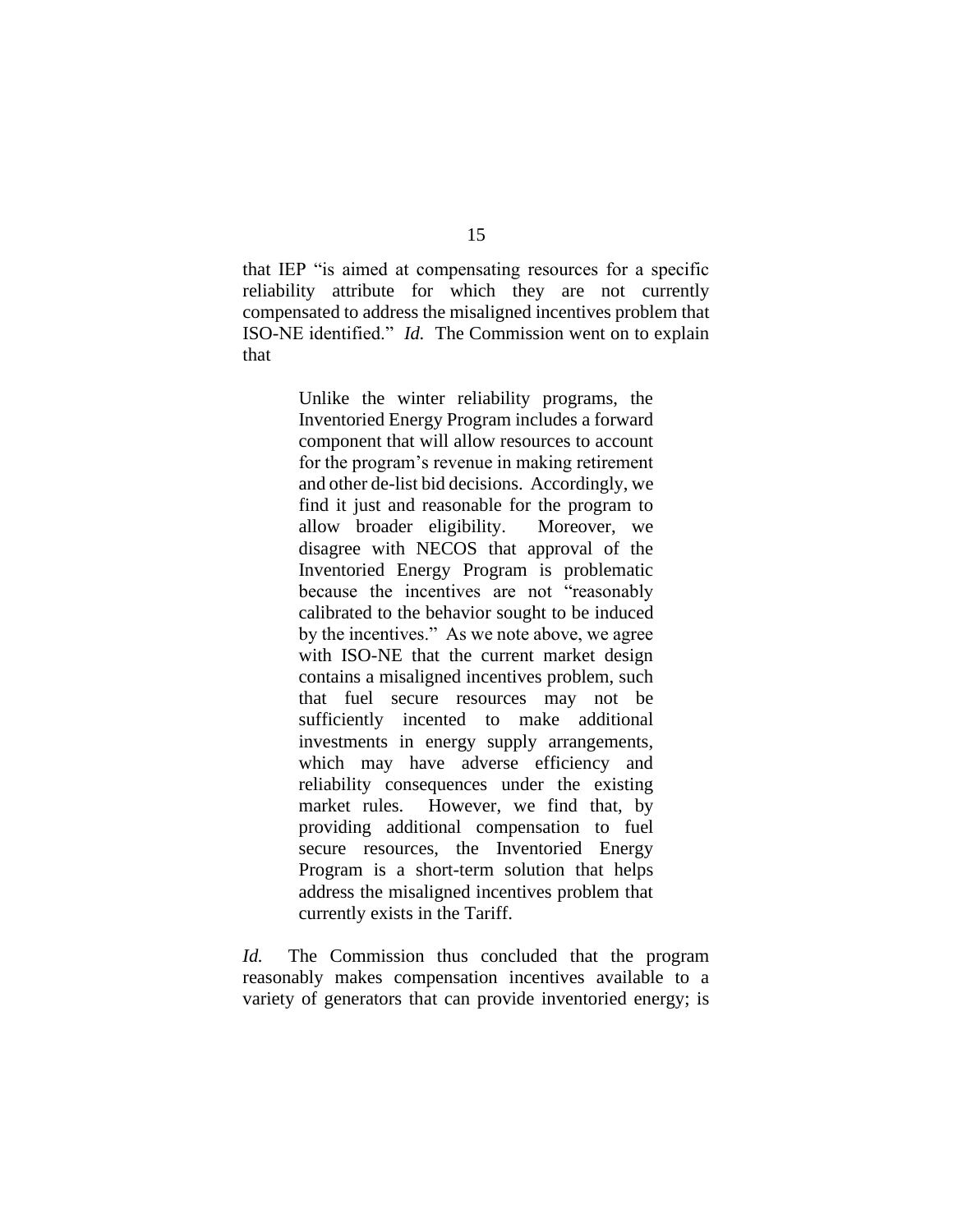that IEP "is aimed at compensating resources for a specific reliability attribute for which they are not currently compensated to address the misaligned incentives problem that ISO-NE identified." *Id.* The Commission went on to explain that

> Unlike the winter reliability programs, the Inventoried Energy Program includes a forward component that will allow resources to account for the program's revenue in making retirement and other de-list bid decisions. Accordingly, we find it just and reasonable for the program to allow broader eligibility. Moreover, we disagree with NECOS that approval of the Inventoried Energy Program is problematic because the incentives are not "reasonably calibrated to the behavior sought to be induced by the incentives." As we note above, we agree with ISO-NE that the current market design contains a misaligned incentives problem, such that fuel secure resources may not be sufficiently incented to make additional investments in energy supply arrangements, which may have adverse efficiency and reliability consequences under the existing market rules. However, we find that, by providing additional compensation to fuel secure resources, the Inventoried Energy Program is a short-term solution that helps address the misaligned incentives problem that currently exists in the Tariff.

*Id.* The Commission thus concluded that the program reasonably makes compensation incentives available to a variety of generators that can provide inventoried energy; is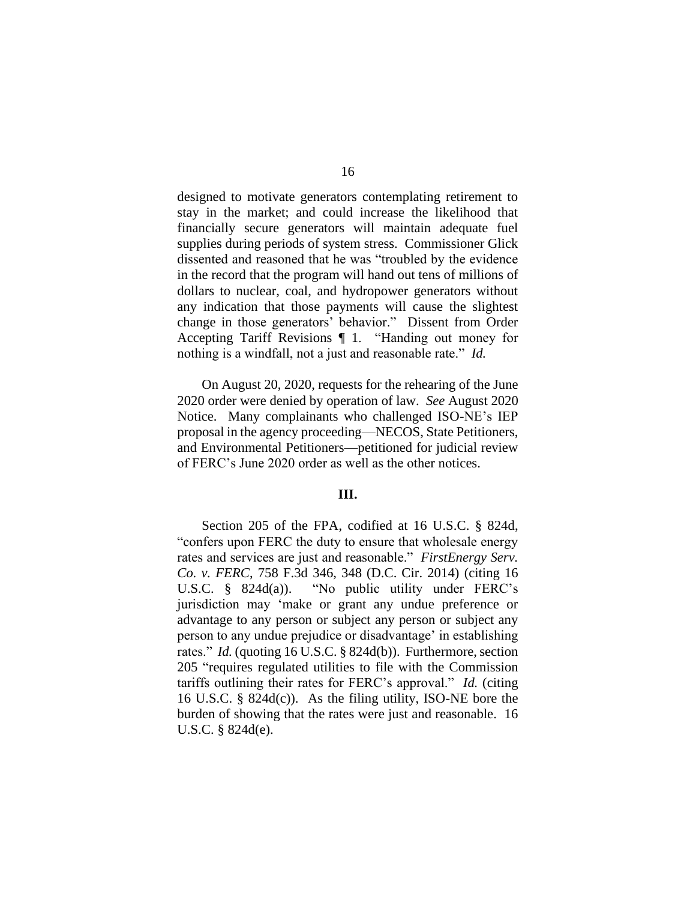designed to motivate generators contemplating retirement to stay in the market; and could increase the likelihood that financially secure generators will maintain adequate fuel supplies during periods of system stress. Commissioner Glick dissented and reasoned that he was "troubled by the evidence in the record that the program will hand out tens of millions of dollars to nuclear, coal, and hydropower generators without any indication that those payments will cause the slightest change in those generators' behavior." Dissent from Order Accepting Tariff Revisions ¶ 1. "Handing out money for nothing is a windfall, not a just and reasonable rate." *Id.*

On August 20, 2020, requests for the rehearing of the June 2020 order were denied by operation of law. *See* August 2020 Notice. Many complainants who challenged ISO-NE's IEP proposal in the agency proceeding—NECOS, State Petitioners, and Environmental Petitioners—petitioned for judicial review of FERC's June 2020 order as well as the other notices.

## III.

Section 205 of the FPA, codified at 16 U.S.C. § 824d, "confers upon FERC the duty to ensure that wholesale energy rates and services are just and reasonable." *FirstEnergy Serv. Co. v. FERC*, 758 F.3d 346, 348 (D.C. Cir. 2014) (citing 16 U.S.C. § 824d(a)). "No public utility under FERC's jurisdiction may 'make or grant any undue preference or advantage to any person or subject any person or subject any person to any undue prejudice or disadvantage' in establishing rates." *Id.* (quoting 16 U.S.C. § 824d(b)). Furthermore, section 205 "requires regulated utilities to file with the Commission tariffs outlining their rates for FERC's approval." *Id.* (citing 16 U.S.C. § 824d(c)). As the filing utility, ISO-NE bore the burden of showing that the rates were just and reasonable. 16 U.S.C. § 824d(e).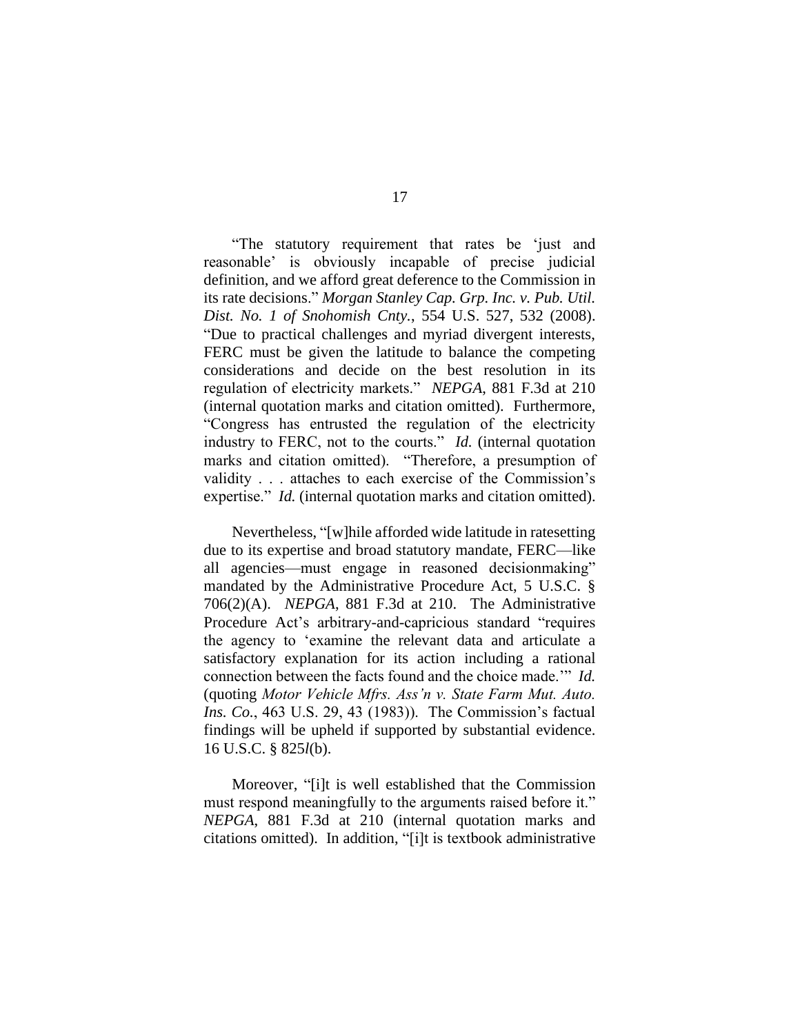"The statutory requirement that rates be 'just and reasonable' is obviously incapable of precise judicial definition, and we afford great deference to the Commission in its rate decisions." *Morgan Stanley Cap. Grp. Inc. v. Pub. Util. Dist. No. 1 of Snohomish Cnty.*, 554 U.S. 527, 532 (2008). "Due to practical challenges and myriad divergent interests, FERC must be given the latitude to balance the competing considerations and decide on the best resolution in its regulation of electricity markets." *NEPGA*, 881 F.3d at 210 (internal quotation marks and citation omitted). Furthermore, "Congress has entrusted the regulation of the electricity industry to FERC, not to the courts." *Id.* (internal quotation marks and citation omitted). "Therefore, a presumption of validity . . . attaches to each exercise of the Commission's expertise." *Id.* (internal quotation marks and citation omitted).

Nevertheless, "[w]hile afforded wide latitude in ratesetting due to its expertise and broad statutory mandate, FERC—like all agencies—must engage in reasoned decisionmaking" mandated by the Administrative Procedure Act, 5 U.S.C. § 706(2)(A). *NEPGA*, 881 F.3d at 210. The Administrative Procedure Act's arbitrary-and-capricious standard "requires the agency to 'examine the relevant data and articulate a satisfactory explanation for its action including a rational connection between the facts found and the choice made.'" *Id.* (quoting *Motor Vehicle Mfrs. Ass'n v. State Farm Mut. Auto. Ins. Co.*, 463 U.S. 29, 43 (1983)). The Commission's factual findings will be upheld if supported by substantial evidence. 16 U.S.C. § 825*l*(b).

Moreover, "[i]t is well established that the Commission must respond meaningfully to the arguments raised before it." *NEPGA*, 881 F.3d at 210 (internal quotation marks and citations omitted). In addition, "[i]t is textbook administrative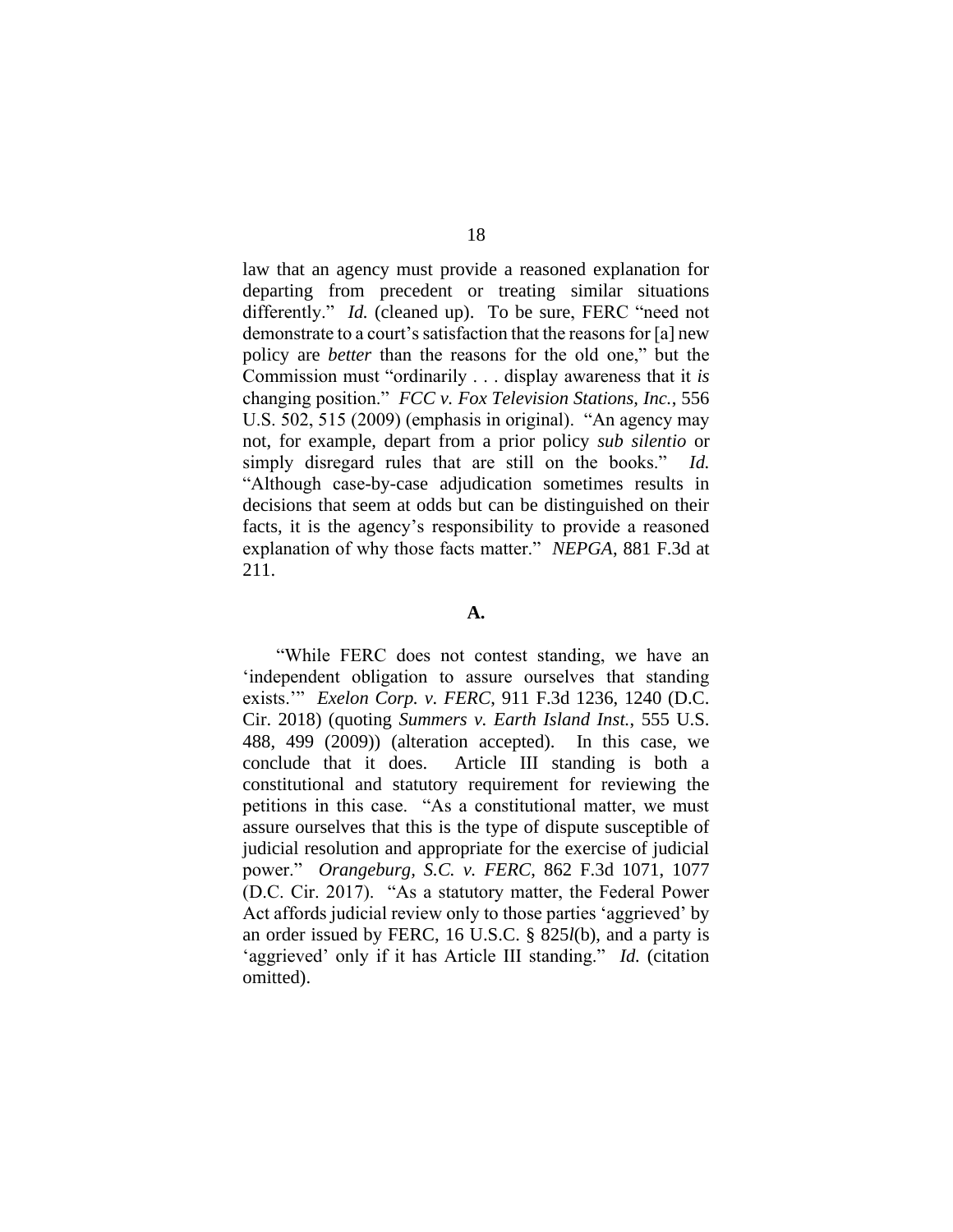law that an agency must provide a reasoned explanation for departing from precedent or treating similar situations differently." *Id.* (cleaned up). To be sure, FERC "need not demonstrate to a court's satisfaction that the reasons for [a] new policy are *better* than the reasons for the old one," but the Commission must "ordinarily . . . display awareness that it *is* changing position." *FCC v. Fox Television Stations, Inc.*, 556 U.S. 502, 515 (2009) (emphasis in original). "An agency may not, for example, depart from a prior policy *sub silentio* or simply disregard rules that are still on the books." *Id.* "Although case-by-case adjudication sometimes results in decisions that seem at odds but can be distinguished on their facts, it is the agency's responsibility to provide a reasoned explanation of why those facts matter." *NEPGA*, 881 F.3d at 211.

**A.**

"While FERC does not contest standing, we have an 'independent obligation to assure ourselves that standing exists.'" *Exelon Corp. v. FERC*, 911 F.3d 1236, 1240 (D.C. Cir. 2018) (quoting *Summers v. Earth Island Inst.*, 555 U.S. 488, 499 (2009)) (alteration accepted). In this case, we conclude that it does. Article III standing is both a constitutional and statutory requirement for reviewing the petitions in this case. "As a constitutional matter, we must assure ourselves that this is the type of dispute susceptible of judicial resolution and appropriate for the exercise of judicial power." *Orangeburg, S.C. v. FERC*, 862 F.3d 1071, 1077 (D.C. Cir. 2017). "As a statutory matter, the Federal Power Act affords judicial review only to those parties 'aggrieved' by an order issued by FERC, 16 U.S.C. § 825*l*(b), and a party is 'aggrieved' only if it has Article III standing." *Id.* (citation omitted).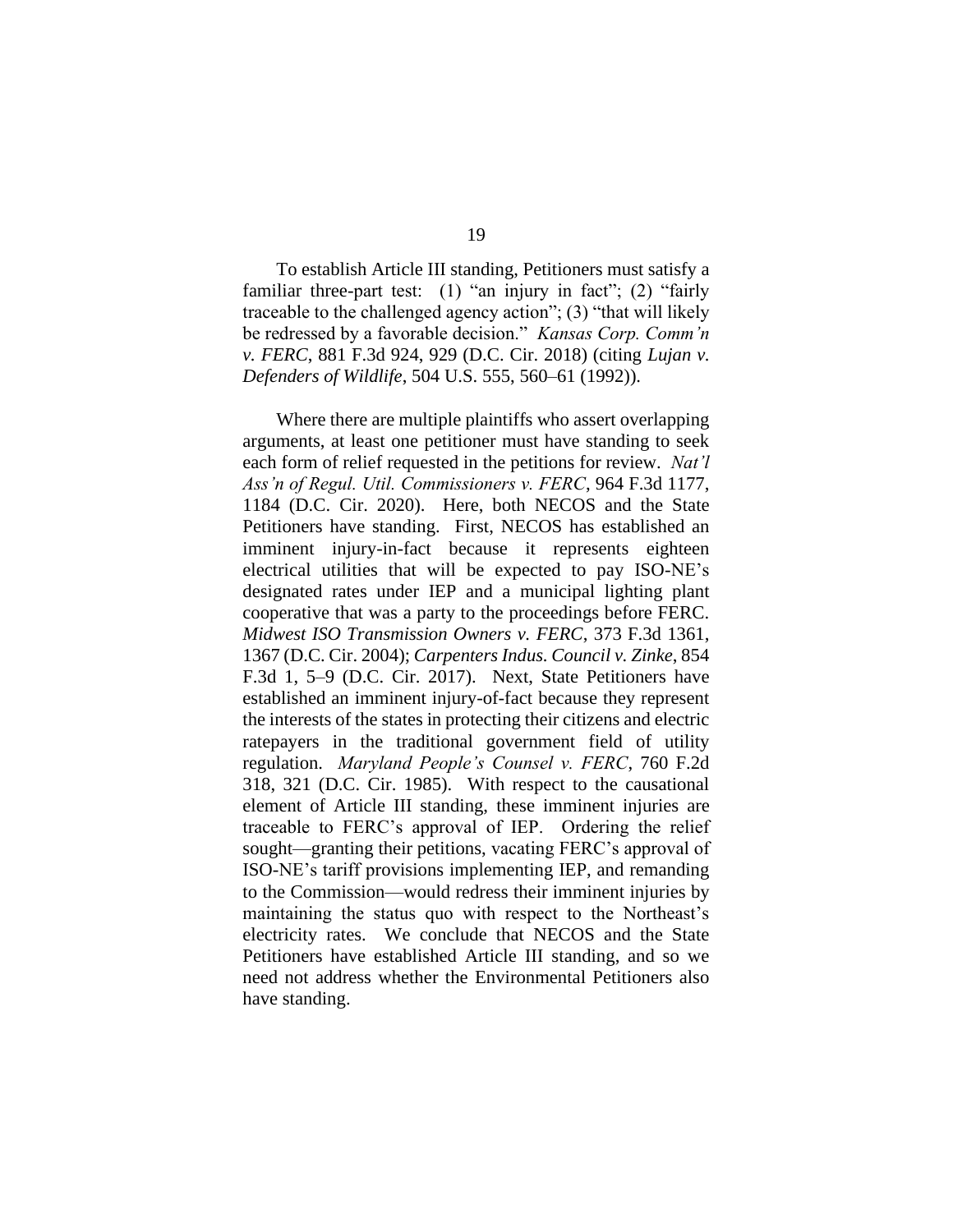To establish Article III standing, Petitioners must satisfy a familiar three-part test: (1) "an injury in fact"; (2) "fairly traceable to the challenged agency action"; (3) "that will likely be redressed by a favorable decision." *Kansas Corp. Comm'n v. FERC*, 881 F.3d 924, 929 (D.C. Cir. 2018) (citing *Lujan v. Defenders of Wildlife*, 504 U.S. 555, 560–61 (1992)).

Where there are multiple plaintiffs who assert overlapping arguments, at least one petitioner must have standing to seek each form of relief requested in the petitions for review. *Nat'l Ass'n of Regul. Util. Commissioners v. FERC*, 964 F.3d 1177, 1184 (D.C. Cir. 2020). Here, both NECOS and the State Petitioners have standing. First, NECOS has established an imminent injury-in-fact because it represents eighteen electrical utilities that will be expected to pay ISO-NE's designated rates under IEP and a municipal lighting plant cooperative that was a party to the proceedings before FERC. *Midwest ISO Transmission Owners v. FERC*, 373 F.3d 1361, 1367 (D.C. Cir. 2004); *Carpenters Indus. Council v. Zinke*, 854 F.3d 1, 5–9 (D.C. Cir. 2017). Next, State Petitioners have established an imminent injury-of-fact because they represent the interests of the states in protecting their citizens and electric ratepayers in the traditional government field of utility regulation. *Maryland People's Counsel v. FERC*, 760 F.2d 318, 321 (D.C. Cir. 1985). With respect to the causational element of Article III standing, these imminent injuries are traceable to FERC's approval of IEP. Ordering the relief sought—granting their petitions, vacating FERC's approval of ISO-NE's tariff provisions implementing IEP, and remanding to the Commission—would redress their imminent injuries by maintaining the status quo with respect to the Northeast's electricity rates. We conclude that NECOS and the State Petitioners have established Article III standing, and so we need not address whether the Environmental Petitioners also have standing.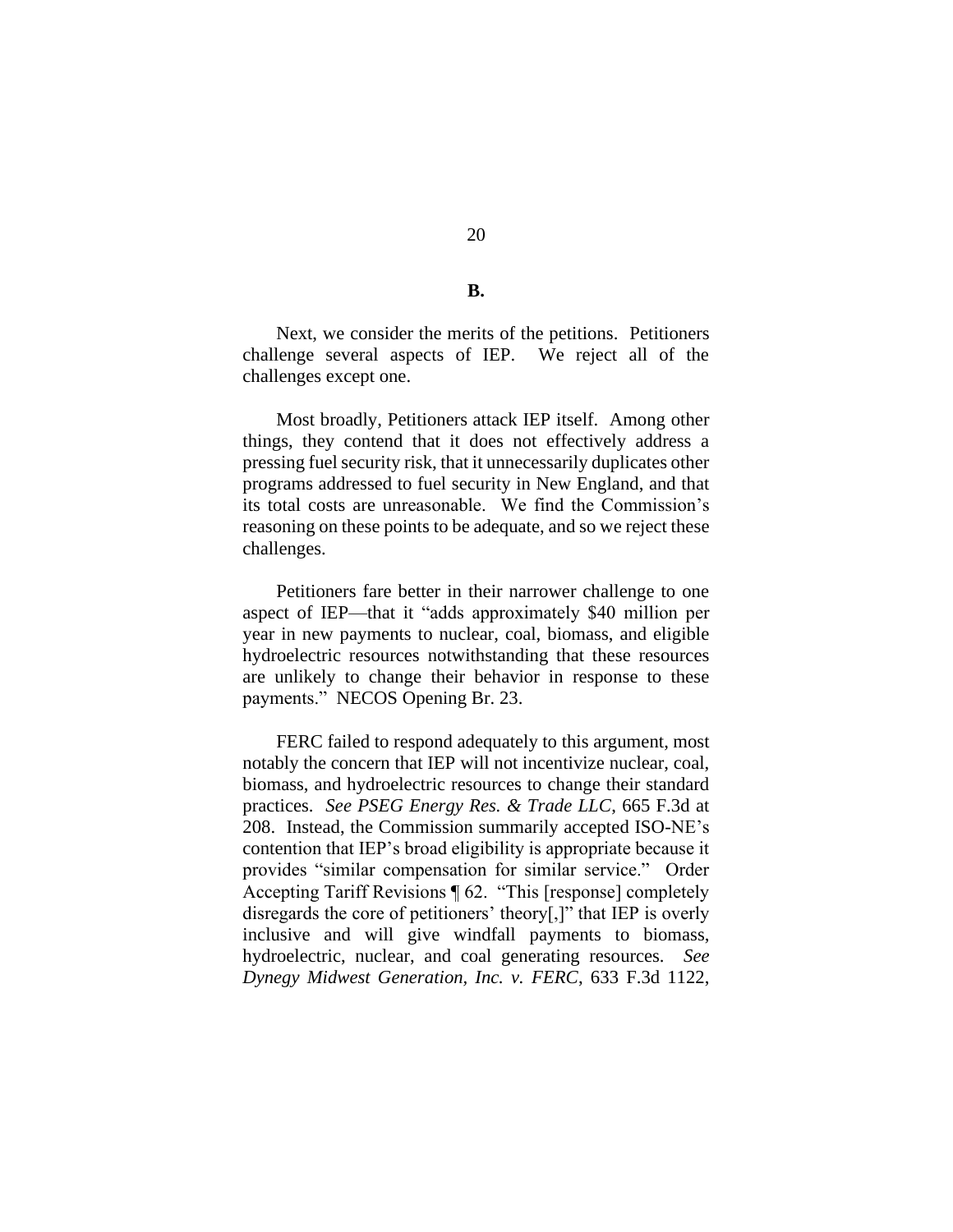**B.**

Next, we consider the merits of the petitions. Petitioners challenge several aspects of IEP. We reject all of the challenges except one.

Most broadly, Petitioners attack IEP itself. Among other things, they contend that it does not effectively address a pressing fuel security risk, that it unnecessarily duplicates other programs addressed to fuel security in New England, and that its total costs are unreasonable. We find the Commission's reasoning on these points to be adequate, and so we reject these challenges.

Petitioners fare better in their narrower challenge to one aspect of IEP—that it "adds approximately $40 million per year in new payments to nuclear, coal, biomass, and eligible hydroelectric resources notwithstanding that these resources are unlikely to change their behavior in response to these payments." NECOS Opening Br. 23.

FERC failed to respond adequately to this argument, most notably the concern that IEP will not incentivize nuclear, coal, biomass, and hydroelectric resources to change their standard practices. *See PSEG Energy Res. & Trade LLC*, 665 F.3d at 208. Instead, the Commission summarily accepted ISO-NE's contention that IEP's broad eligibility is appropriate because it provides "similar compensation for similar service." Order Accepting Tariff Revisions ¶ 62. "This [response] completely disregards the core of petitioners' theory[,]" that IEP is overly inclusive and will give windfall payments to biomass, hydroelectric, nuclear, and coal generating resources. *See Dynegy Midwest Generation, Inc. v. FERC*, 633 F.3d 1122,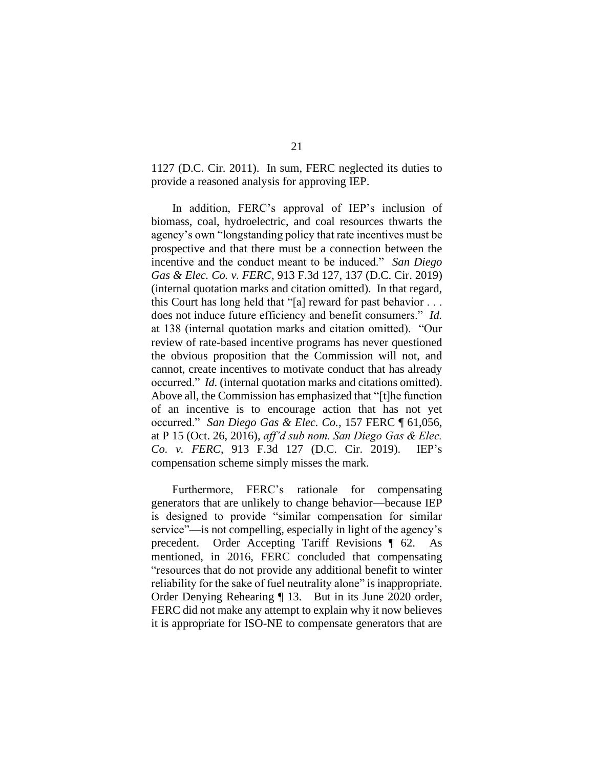1127 (D.C. Cir. 2011). In sum, FERC neglected its duties to provide a reasoned analysis for approving IEP.

In addition, FERC's approval of IEP's inclusion of biomass, coal, hydroelectric, and coal resources thwarts the agency's own "longstanding policy that rate incentives must be prospective and that there must be a connection between the incentive and the conduct meant to be induced." *San Diego Gas & Elec. Co. v. FERC*, 913 F.3d 127, 137 (D.C. Cir. 2019) (internal quotation marks and citation omitted). In that regard, this Court has long held that "[a] reward for past behavior . . . does not induce future efficiency and benefit consumers." *Id.* at 138 (internal quotation marks and citation omitted). "Our review of rate-based incentive programs has never questioned the obvious proposition that the Commission will not, and cannot, create incentives to motivate conduct that has already occurred." *Id.* (internal quotation marks and citations omitted). Above all, the Commission has emphasized that "[t]he function of an incentive is to encourage action that has not yet occurred." *San Diego Gas & Elec. Co.*, 157 FERC ¶ 61,056, at P 15 (Oct. 26, 2016), *aff'd sub nom. San Diego Gas & Elec. Co. v. FERC*, 913 F.3d 127 (D.C. Cir. 2019). IEP's compensation scheme simply misses the mark.

Furthermore, FERC's rationale for compensating generators that are unlikely to change behavior—because IEP is designed to provide "similar compensation for similar service"—is not compelling, especially in light of the agency's precedent. Order Accepting Tariff Revisions ¶ 62. As mentioned, in 2016, FERC concluded that compensating "resources that do not provide any additional benefit to winter reliability for the sake of fuel neutrality alone" is inappropriate. Order Denying Rehearing ¶ 13. But in its June 2020 order, FERC did not make any attempt to explain why it now believes it is appropriate for ISO-NE to compensate generators that are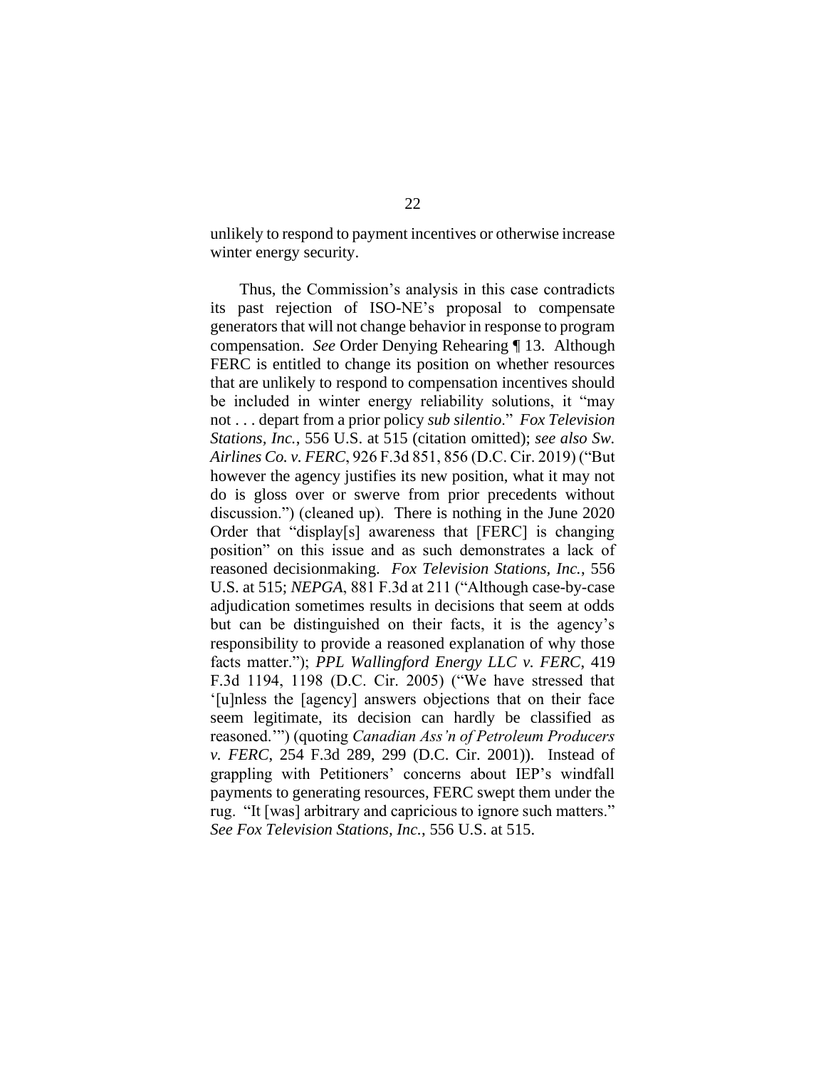unlikely to respond to payment incentives or otherwise increase winter energy security.

Thus, the Commission's analysis in this case contradicts its past rejection of ISO-NE's proposal to compensate generators that will not change behavior in response to program compensation. *See* Order Denying Rehearing ¶ 13. Although FERC is entitled to change its position on whether resources that are unlikely to respond to compensation incentives should be included in winter energy reliability solutions, it "may not . . . depart from a prior policy *sub silentio*." *Fox Television Stations, Inc.*, 556 U.S. at 515 (citation omitted); *see also Sw. Airlines Co. v. FERC*, 926 F.3d 851, 856 (D.C. Cir. 2019) ("But however the agency justifies its new position, what it may not do is gloss over or swerve from prior precedents without discussion.") (cleaned up). There is nothing in the June 2020 Order that "display[s] awareness that [FERC] is changing position" on this issue and as such demonstrates a lack of reasoned decisionmaking. *Fox Television Stations, Inc.*, 556 U.S. at 515; *NEPGA*, 881 F.3d at 211 ("Although case-by-case adjudication sometimes results in decisions that seem at odds but can be distinguished on their facts, it is the agency's responsibility to provide a reasoned explanation of why those facts matter."); *PPL Wallingford Energy LLC v. FERC*, 419 F.3d 1194, 1198 (D.C. Cir. 2005) ("We have stressed that '[u]nless the [agency] answers objections that on their face seem legitimate, its decision can hardly be classified as reasoned.'") (quoting *Canadian Ass'n of Petroleum Producers v. FERC*, 254 F.3d 289, 299 (D.C. Cir. 2001)). Instead of grappling with Petitioners' concerns about IEP's windfall payments to generating resources, FERC swept them under the rug. "It [was] arbitrary and capricious to ignore such matters." *See Fox Television Stations, Inc.*, 556 U.S. at 515.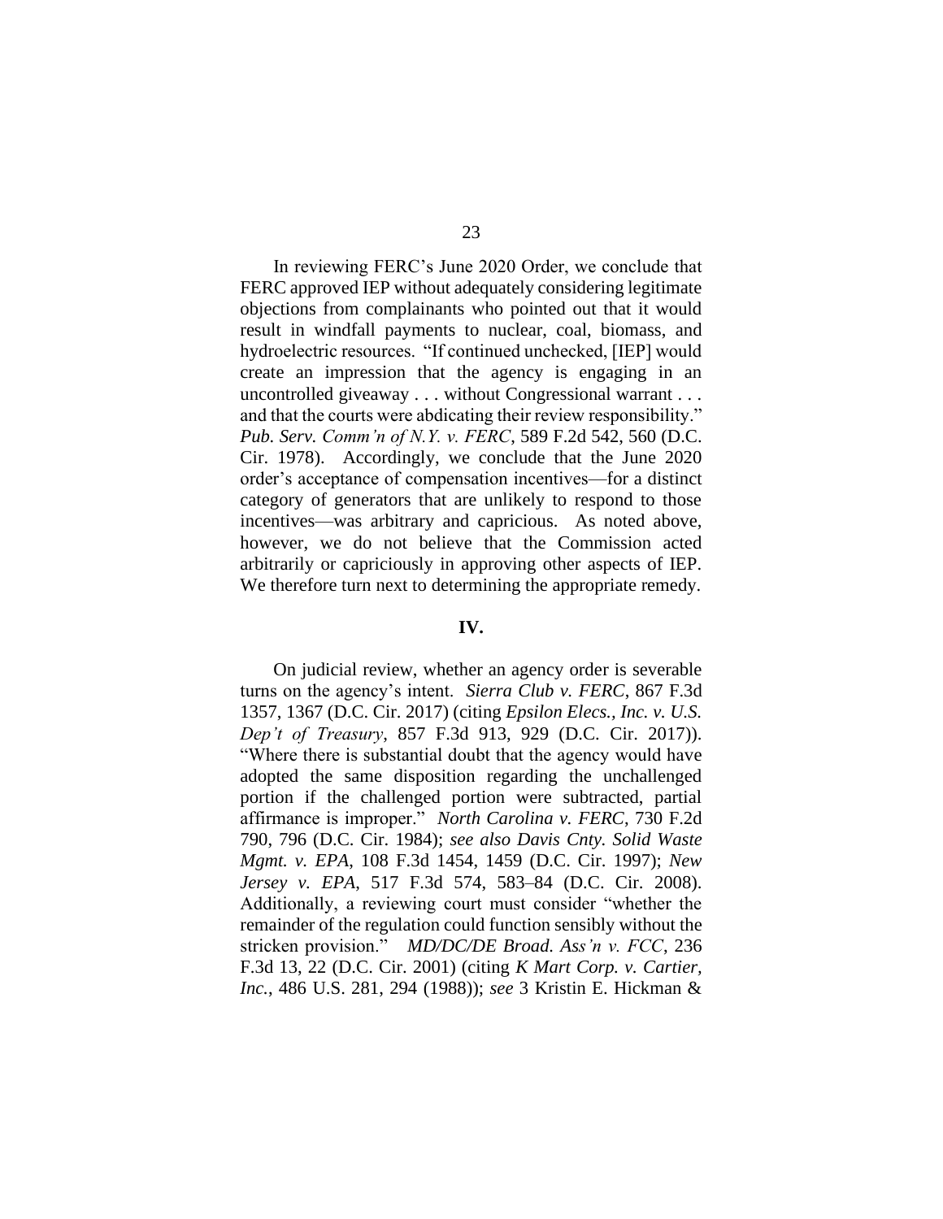In reviewing FERC's June 2020 Order, we conclude that FERC approved IEP without adequately considering legitimate objections from complainants who pointed out that it would result in windfall payments to nuclear, coal, biomass, and hydroelectric resources. "If continued unchecked, [IEP] would create an impression that the agency is engaging in an uncontrolled giveaway . . . without Congressional warrant . . . and that the courts were abdicating their review responsibility." *Pub. Serv. Comm'n of N.Y. v. FERC*, 589 F.2d 542, 560 (D.C. Cir. 1978). Accordingly, we conclude that the June 2020 order's acceptance of compensation incentives—for a distinct category of generators that are unlikely to respond to those incentives—was arbitrary and capricious. As noted above, however, we do not believe that the Commission acted arbitrarily or capriciously in approving other aspects of IEP. We therefore turn next to determining the appropriate remedy.

## IV.

On judicial review, whether an agency order is severable turns on the agency's intent. *Sierra Club v. FERC*, 867 F.3d 1357, 1367 (D.C. Cir. 2017) (citing *Epsilon Elecs., Inc. v. U.S. Dep't of Treasury*, 857 F.3d 913, 929 (D.C. Cir. 2017)). "Where there is substantial doubt that the agency would have adopted the same disposition regarding the unchallenged portion if the challenged portion were subtracted, partial affirmance is improper." *North Carolina v. FERC*, 730 F.2d 790, 796 (D.C. Cir. 1984); *see also Davis Cnty. Solid Waste Mgmt. v. EPA*, 108 F.3d 1454, 1459 (D.C. Cir. 1997); *New Jersey v. EPA*, 517 F.3d 574, 583–84 (D.C. Cir. 2008). Additionally, a reviewing court must consider "whether the remainder of the regulation could function sensibly without the stricken provision." *MD/DC/DE Broad. Ass'n v. FCC*, 236 F.3d 13, 22 (D.C. Cir. 2001) (citing *K Mart Corp. v. Cartier, Inc.*, 486 U.S. 281, 294 (1988)); *see* 3 Kristin E. Hickman &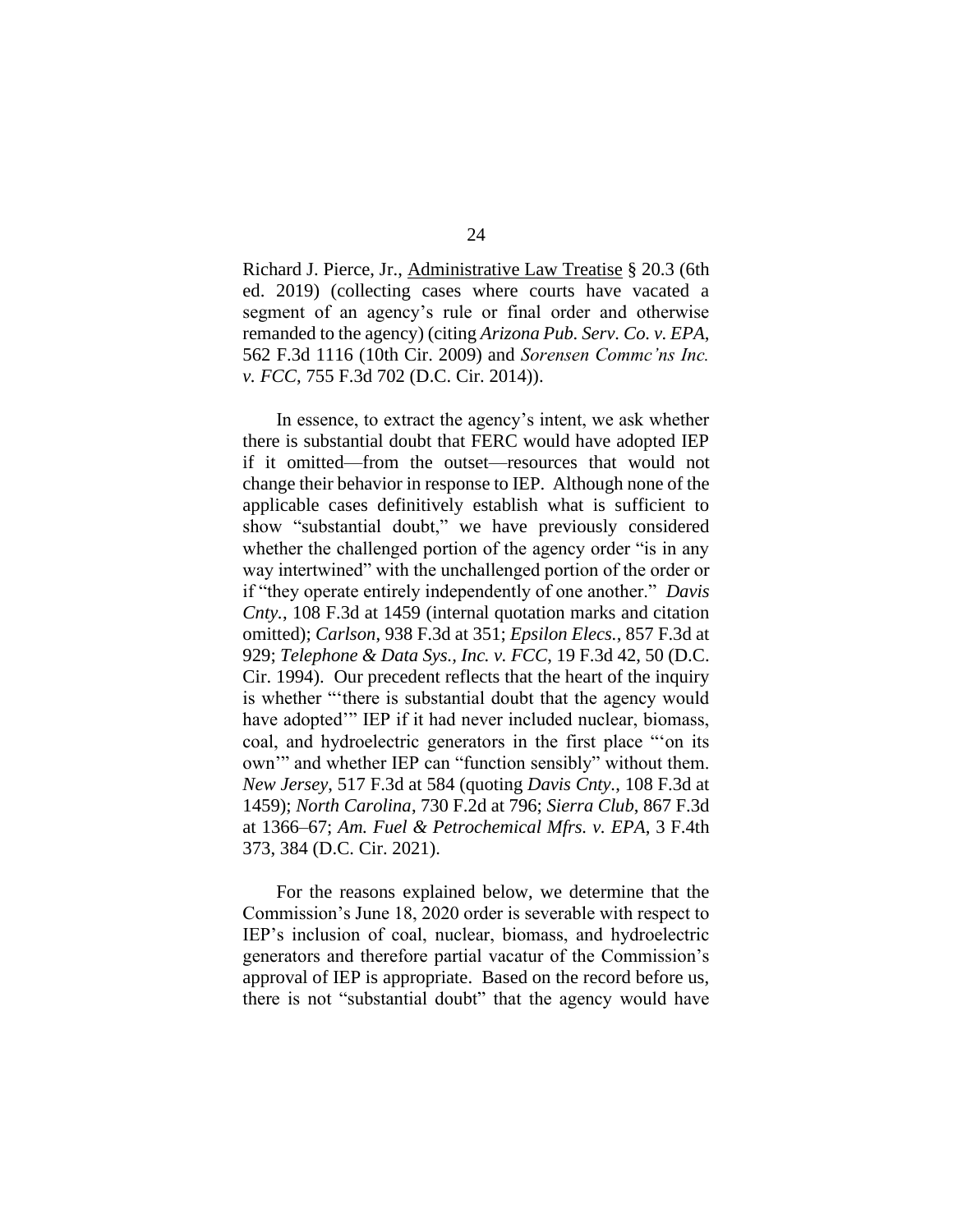Richard J. Pierce, Jr., Administrative Law Treatise § 20.3 (6th ed. 2019) (collecting cases where courts have vacated a segment of an agency's rule or final order and otherwise remanded to the agency) (citing *Arizona Pub. Serv. Co. v. EPA*, 562 F.3d 1116 (10th Cir. 2009) and *Sorensen Commc'ns Inc. v. FCC*, 755 F.3d 702 (D.C. Cir. 2014)).

In essence, to extract the agency's intent, we ask whether there is substantial doubt that FERC would have adopted IEP if it omitted—from the outset—resources that would not change their behavior in response to IEP. Although none of the applicable cases definitively establish what is sufficient to show "substantial doubt," we have previously considered whether the challenged portion of the agency order "is in any way intertwined" with the unchallenged portion of the order or if "they operate entirely independently of one another." *Davis Cnty.*, 108 F.3d at 1459 (internal quotation marks and citation omitted); *Carlson*, 938 F.3d at 351; *Epsilon Elecs.*, 857 F.3d at 929; *Telephone & Data Sys., Inc. v. FCC*, 19 F.3d 42, 50 (D.C. Cir. 1994). Our precedent reflects that the heart of the inquiry is whether "'there is substantial doubt that the agency would have adopted'" IEP if it had never included nuclear, biomass, coal, and hydroelectric generators in the first place "'on its own'" and whether IEP can "function sensibly" without them. *New Jersey*, 517 F.3d at 584 (quoting *Davis Cnty.*, 108 F.3d at 1459); *North Carolina*, 730 F.2d at 796; *Sierra Club*, 867 F.3d at 1366–67; *Am. Fuel & Petrochemical Mfrs. v. EPA*, 3 F.4th 373, 384 (D.C. Cir. 2021).

For the reasons explained below, we determine that the Commission's June 18, 2020 order is severable with respect to IEP's inclusion of coal, nuclear, biomass, and hydroelectric generators and therefore partial vacatur of the Commission's approval of IEP is appropriate. Based on the record before us, there is not "substantial doubt" that the agency would have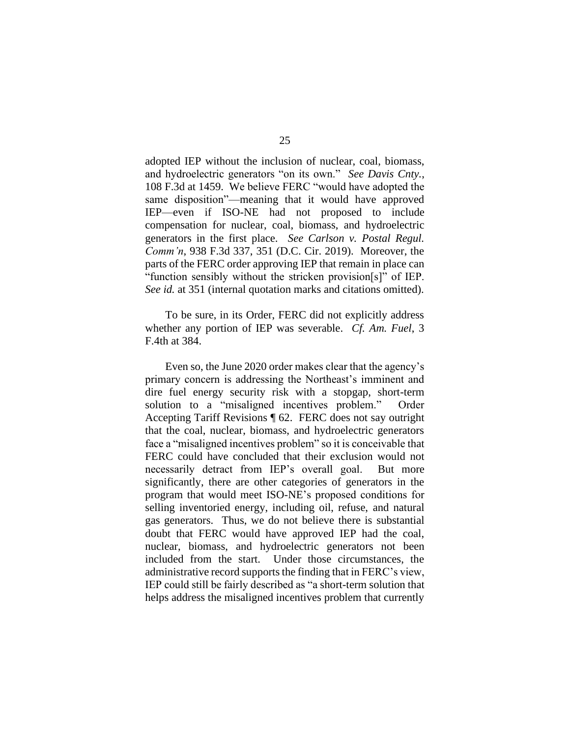adopted IEP without the inclusion of nuclear, coal, biomass, and hydroelectric generators "on its own." *See Davis Cnty.*, 108 F.3d at 1459. We believe FERC "would have adopted the same disposition"—meaning that it would have approved IEP—even if ISO-NE had not proposed to include compensation for nuclear, coal, biomass, and hydroelectric generators in the first place. *See Carlson v. Postal Regul. Comm'n*, 938 F.3d 337, 351 (D.C. Cir. 2019). Moreover, the parts of the FERC order approving IEP that remain in place can "function sensibly without the stricken provision[s]" of IEP. *See id.* at 351 (internal quotation marks and citations omitted).

To be sure, in its Order, FERC did not explicitly address whether any portion of IEP was severable. *Cf. Am. Fuel*, 3 F.4th at 384.

Even so, the June 2020 order makes clear that the agency's primary concern is addressing the Northeast's imminent and dire fuel energy security risk with a stopgap, short-term solution to a "misaligned incentives problem." Order Accepting Tariff Revisions ¶ 62. FERC does not say outright that the coal, nuclear, biomass, and hydroelectric generators face a "misaligned incentives problem" so it is conceivable that FERC could have concluded that their exclusion would not necessarily detract from IEP's overall goal. But more significantly, there are other categories of generators in the program that would meet ISO-NE's proposed conditions for selling inventoried energy, including oil, refuse, and natural gas generators. Thus, we do not believe there is substantial doubt that FERC would have approved IEP had the coal, nuclear, biomass, and hydroelectric generators not been included from the start. Under those circumstances, the administrative record supports the finding that in FERC's view, IEP could still be fairly described as "a short-term solution that helps address the misaligned incentives problem that currently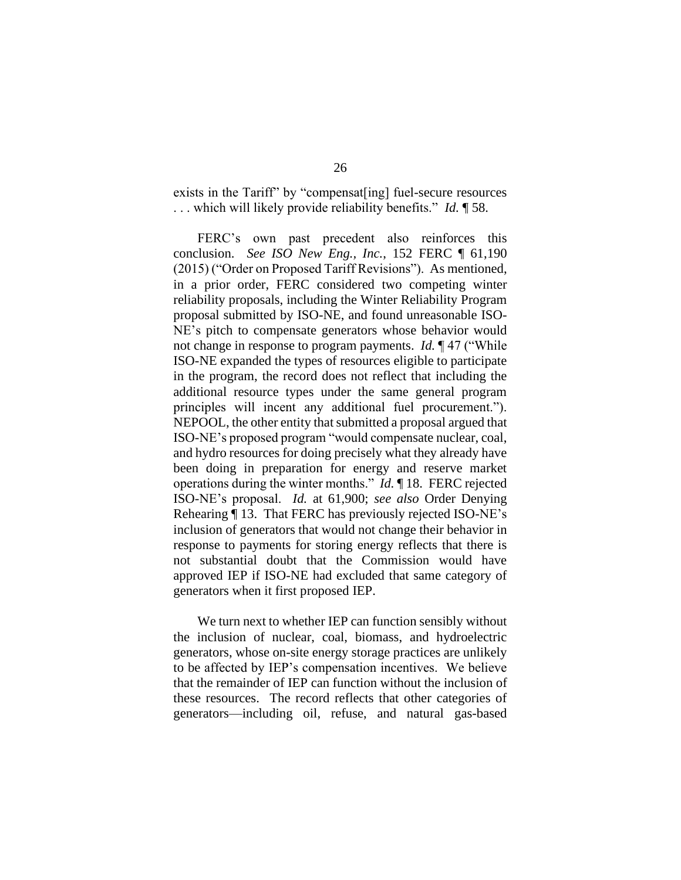exists in the Tariff" by "compensat[ing] fuel-secure resources . . . which will likely provide reliability benefits." *Id.* ¶ 58.

FERC's own past precedent also reinforces this conclusion. *See ISO New Eng., Inc.*, 152 FERC ¶ 61,190 (2015) ("Order on Proposed Tariff Revisions"). As mentioned, in a prior order, FERC considered two competing winter reliability proposals, including the Winter Reliability Program proposal submitted by ISO-NE, and found unreasonable ISO-NE's pitch to compensate generators whose behavior would not change in response to program payments. *Id.* ¶ 47 ("While ISO-NE expanded the types of resources eligible to participate in the program, the record does not reflect that including the additional resource types under the same general program principles will incent any additional fuel procurement."). NEPOOL, the other entity that submitted a proposal argued that ISO-NE's proposed program "would compensate nuclear, coal, and hydro resources for doing precisely what they already have been doing in preparation for energy and reserve market operations during the winter months." *Id.* ¶ 18. FERC rejected ISO-NE's proposal. *Id.* at 61,900; *see also* Order Denying Rehearing ¶ 13. That FERC has previously rejected ISO-NE's inclusion of generators that would not change their behavior in response to payments for storing energy reflects that there is not substantial doubt that the Commission would have approved IEP if ISO-NE had excluded that same category of generators when it first proposed IEP.

We turn next to whether IEP can function sensibly without the inclusion of nuclear, coal, biomass, and hydroelectric generators, whose on-site energy storage practices are unlikely to be affected by IEP's compensation incentives. We believe that the remainder of IEP can function without the inclusion of these resources. The record reflects that other categories of generators—including oil, refuse, and natural gas-based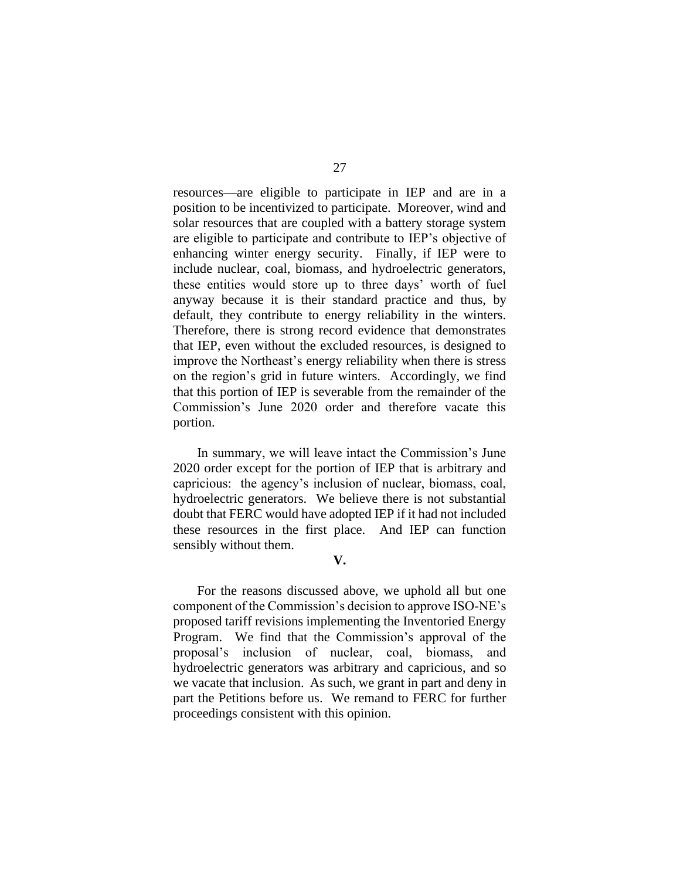resources—are eligible to participate in IEP and are in a position to be incentivized to participate. Moreover, wind and solar resources that are coupled with a battery storage system are eligible to participate and contribute to IEP's objective of enhancing winter energy security. Finally, if IEP were to include nuclear, coal, biomass, and hydroelectric generators, these entities would store up to three days' worth of fuel anyway because it is their standard practice and thus, by default, they contribute to energy reliability in the winters. Therefore, there is strong record evidence that demonstrates that IEP, even without the excluded resources, is designed to improve the Northeast's energy reliability when there is stress on the region's grid in future winters. Accordingly, we find that this portion of IEP is severable from the remainder of the Commission's June 2020 order and therefore vacate this portion.

In summary, we will leave intact the Commission's June 2020 order except for the portion of IEP that is arbitrary and capricious: the agency's inclusion of nuclear, biomass, coal, hydroelectric generators. We believe there is not substantial doubt that FERC would have adopted IEP if it had not included these resources in the first place. And IEP can function sensibly without them.

## V.

For the reasons discussed above, we uphold all but one component of the Commission's decision to approve ISO-NE's proposed tariff revisions implementing the Inventoried Energy Program. We find that the Commission's approval of the proposal's inclusion of nuclear, coal, biomass, and hydroelectric generators was arbitrary and capricious, and so we vacate that inclusion. As such, we grant in part and deny in part the Petitions before us. We remand to FERC for further proceedings consistent with this opinion.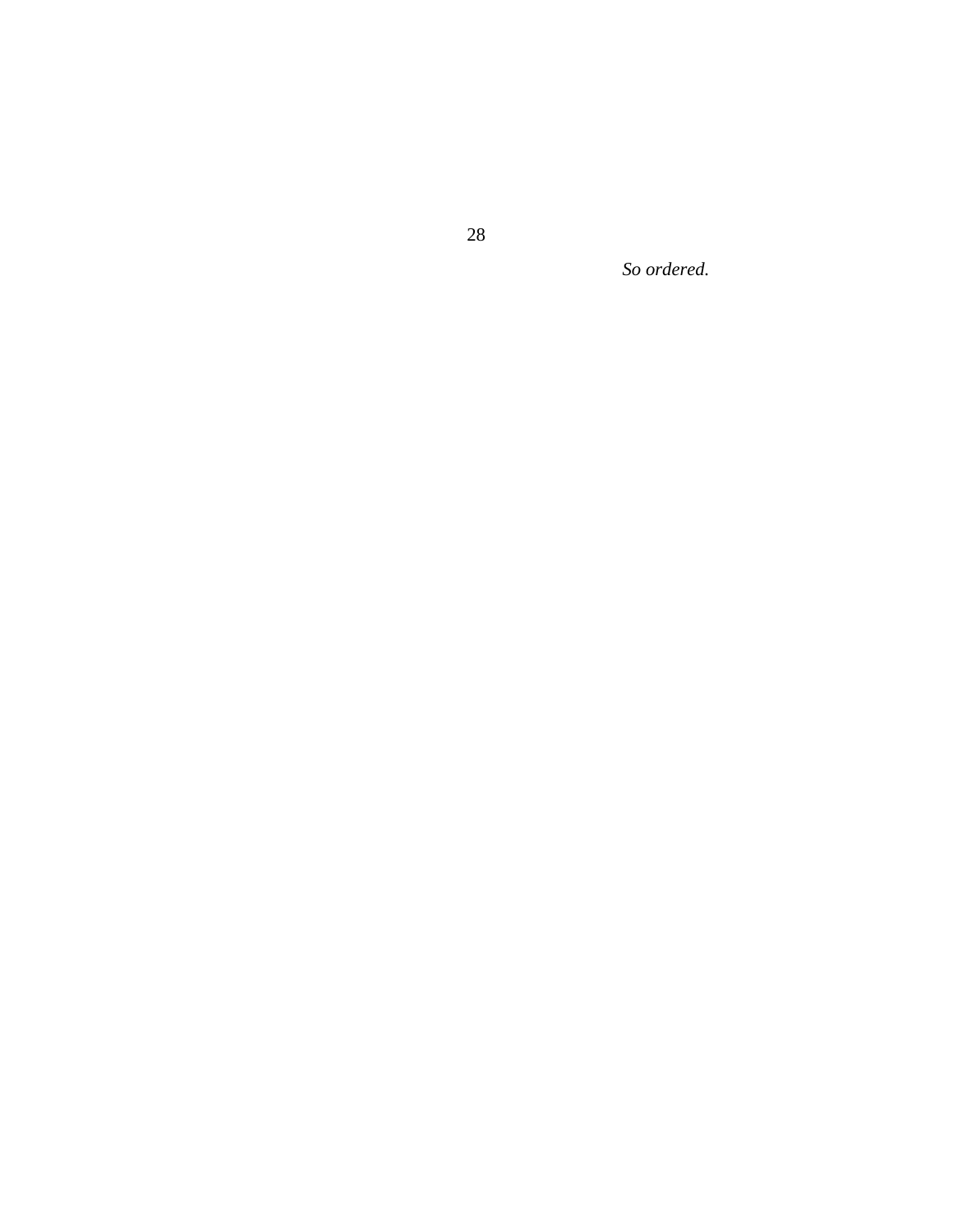*So ordered.*